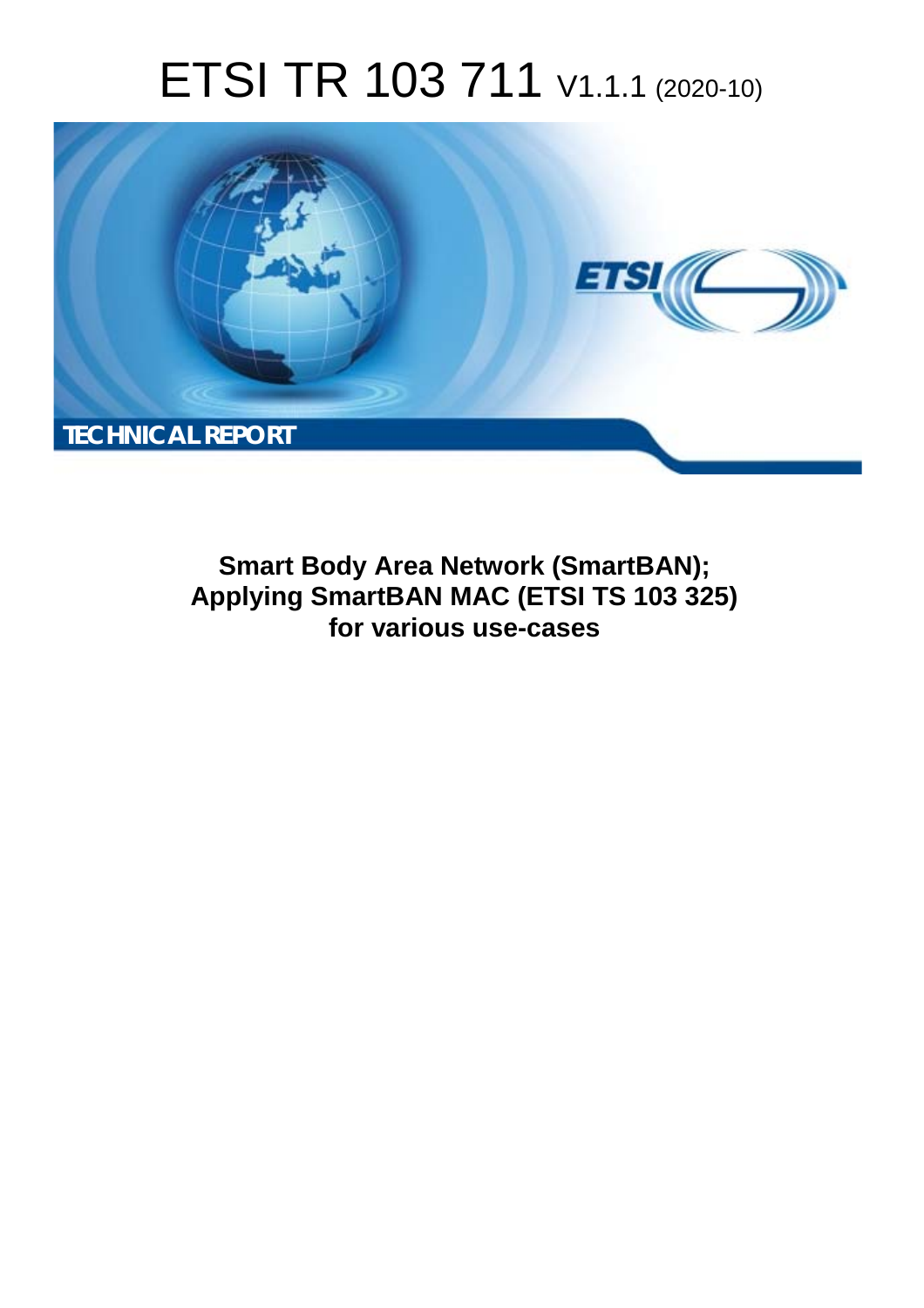# ETSI TR 103 711 V1.1.1 (2020-10)

**TECHNICAL REPORT**

**Smart Body Area Network (SmartBAN); Applying SmartBAN MAC (ETSI TS 103 325) for various use-cases**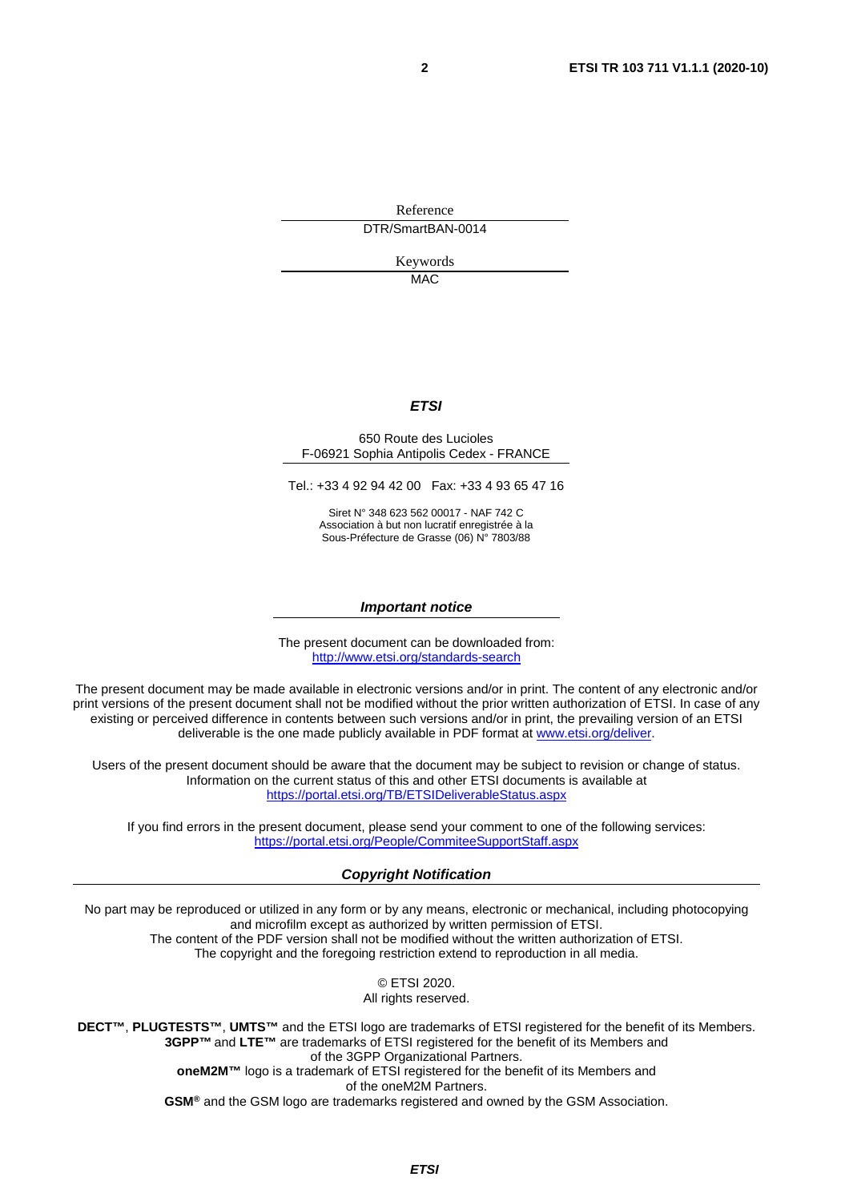Reference

DTR/SmartBAN-0014

Keywords

MAC

***ETSI***

650 Route des Lucioles
F-06921 Sophia Antipolis Cedex - FRANCE

Tel.: +33 4 92 94 42 00   Fax: +33 4 93 65 47 16

Siret N° 348 623 562 00017 - NAF 742 C
Association à but non lucratif enregistrée à la
Sous-Préfecture de Grasse (06) N° 7803/88

***Important notice***

The present document can be downloaded from:
http://www.etsi.org/standards-search

The present document may be made available in electronic versions and/or in print. The content of any electronic and/or print versions of the present document shall not be modified without the prior written authorization of ETSI. In case of any existing or perceived difference in contents between such versions and/or in print, the prevailing version of an ETSI deliverable is the one made publicly available in PDF format at www.etsi.org/deliver.

Users of the present document should be aware that the document may be subject to revision or change of status. Information on the current status of this and other ETSI documents is available at https://portal.etsi.org/TB/ETSIDeliverableStatus.aspx

If you find errors in the present document, please send your comment to one of the following services:
https://portal.etsi.org/People/CommiteeSupportStaff.aspx

***Copyright Notification***

No part may be reproduced or utilized in any form or by any means, electronic or mechanical, including photocopying and microfilm except as authorized by written permission of ETSI.
The content of the PDF version shall not be modified without the written authorization of ETSI.
The copyright and the foregoing restriction extend to reproduction in all media.

© ETSI 2020.
All rights reserved.

**DECT™**, **PLUGTESTS™**, **UMTS™** and the ETSI logo are trademarks of ETSI registered for the benefit of its Members.
**3GPP™** and **LTE™** are trademarks of ETSI registered for the benefit of its Members and of the 3GPP Organizational Partners.
**oneM2M™** logo is a trademark of ETSI registered for the benefit of its Members and of the oneM2M Partners.
**GSM®** and the GSM logo are trademarks registered and owned by the GSM Association.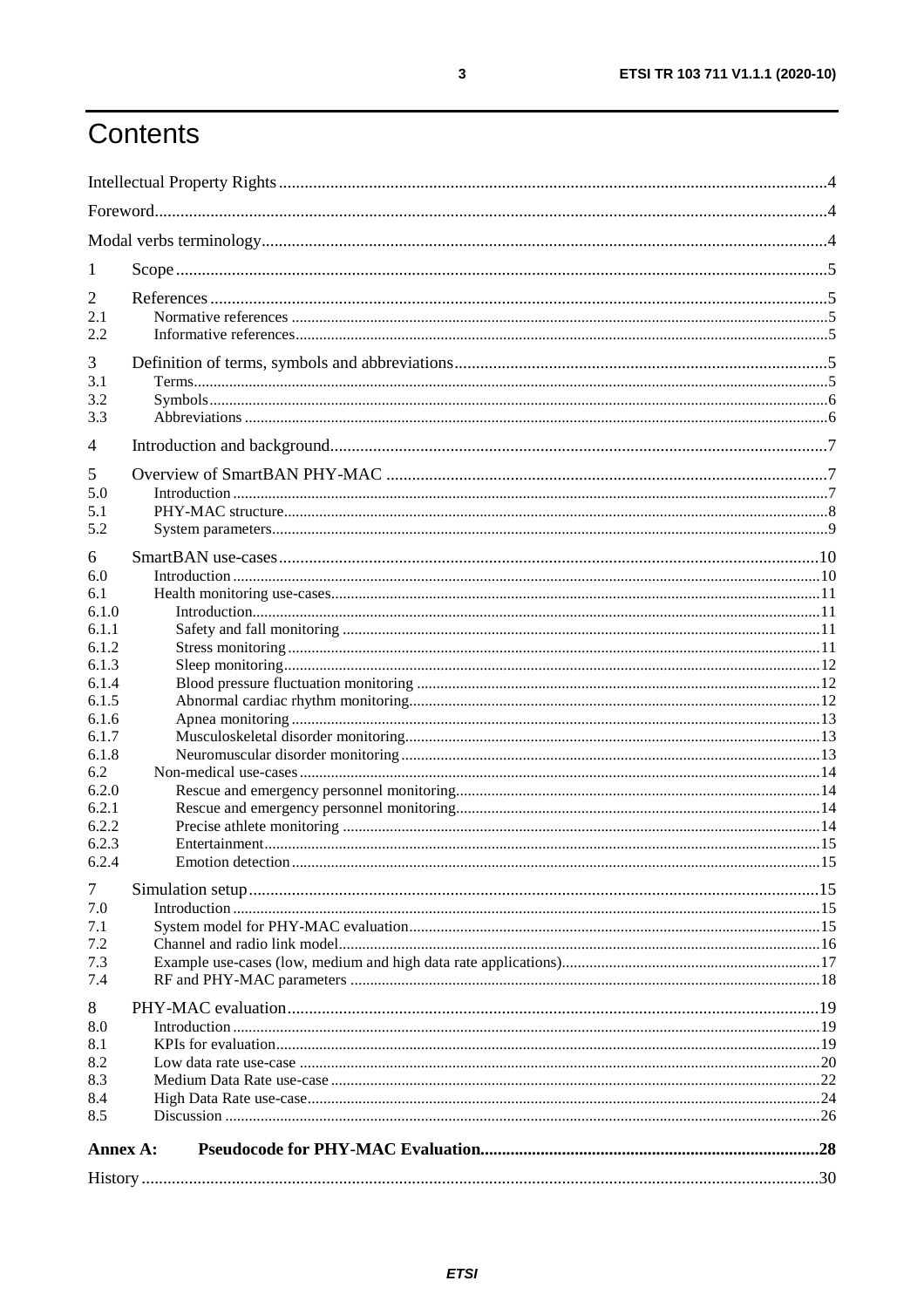# Contents

Intellectual Property Rights .....4

Foreword .....4

Modal verbs terminology .....4

1 Scope .....5

2 References .....5

- 2.1 Normative references .....5
- 2.2 Informative references .....5

3 Definition of terms, symbols and abbreviations .....5

- 3.1 Terms .....5
- 3.2 Symbols .....6
- 3.3 Abbreviations .....6

4 Introduction and background .....7

5 Overview of SmartBAN PHY-MAC .....7

- 5.0 Introduction .....7
- 5.1 PHY-MAC structure .....8
- 5.2 System parameters .....9

6 SmartBAN use-cases .....10

- 6.0 Introduction .....10
- 6.1 Health monitoring use-cases .....11
  - 6.1.0 Introduction .....11
  - 6.1.1 Safety and fall monitoring .....11
  - 6.1.2 Stress monitoring .....11
  - 6.1.3 Sleep monitoring .....12
  - 6.1.4 Blood pressure fluctuation monitoring .....12
  - 6.1.5 Abnormal cardiac rhythm monitoring .....12
  - 6.1.6 Apnea monitoring .....13
  - 6.1.7 Musculoskeletal disorder monitoring .....13
  - 6.1.8 Neuromuscular disorder monitoring .....13
- 6.2 Non-medical use-cases .....14
  - 6.2.0 Rescue and emergency personnel monitoring .....14
  - 6.2.1 Rescue and emergency personnel monitoring .....14
  - 6.2.2 Precise athlete monitoring .....14
  - 6.2.3 Entertainment .....15
  - 6.2.4 Emotion detection .....15

7 Simulation setup .....15

- 7.0 Introduction .....15
- 7.1 System model for PHY-MAC evaluation .....15
- 7.2 Channel and radio link model .....16
- 7.3 Example use-cases (low, medium and high data rate applications) .....17
- 7.4 RF and PHY-MAC parameters .....18

8 PHY-MAC evaluation .....19

- 8.0 Introduction .....19
- 8.1 KPIs for evaluation .....19
- 8.2 Low data rate use-case .....20
- 8.3 Medium Data Rate use-case .....22
- 8.4 High Data Rate use-case .....24
- 8.5 Discussion .....26

**Annex A: Pseudocode for PHY-MAC Evaluation .....28**

History .....30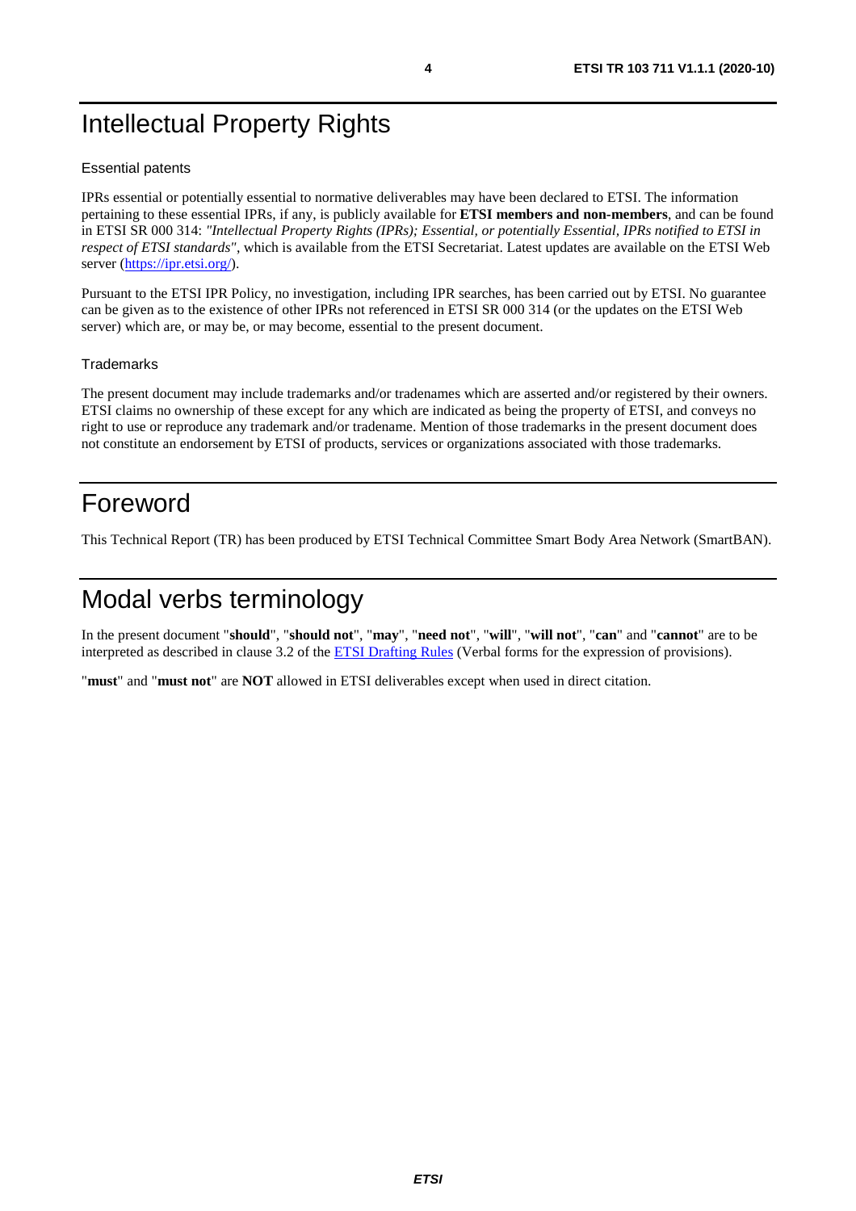# Intellectual Property Rights

### Essential patents

IPRs essential or potentially essential to normative deliverables may have been declared to ETSI. The information pertaining to these essential IPRs, if any, is publicly available for **ETSI members and non-members**, and can be found in ETSI SR 000 314: *"Intellectual Property Rights (IPRs); Essential, or potentially Essential, IPRs notified to ETSI in respect of ETSI standards"*, which is available from the ETSI Secretariat. Latest updates are available on the ETSI Web server (https://ipr.etsi.org/).

Pursuant to the ETSI IPR Policy, no investigation, including IPR searches, has been carried out by ETSI. No guarantee can be given as to the existence of other IPRs not referenced in ETSI SR 000 314 (or the updates on the ETSI Web server) which are, or may be, or may become, essential to the present document.

### Trademarks

The present document may include trademarks and/or tradenames which are asserted and/or registered by their owners. ETSI claims no ownership of these except for any which are indicated as being the property of ETSI, and conveys no right to use or reproduce any trademark and/or tradename. Mention of those trademarks in the present document does not constitute an endorsement by ETSI of products, services or organizations associated with those trademarks.

# Foreword

This Technical Report (TR) has been produced by ETSI Technical Committee Smart Body Area Network (SmartBAN).

# Modal verbs terminology

In the present document "**should**", "**should not**", "**may**", "**need not**", "**will**", "**will not**", "**can**" and "**cannot**" are to be interpreted as described in clause 3.2 of the ETSI Drafting Rules (Verbal forms for the expression of provisions).

"**must**" and "**must not**" are **NOT** allowed in ETSI deliverables except when used in direct citation.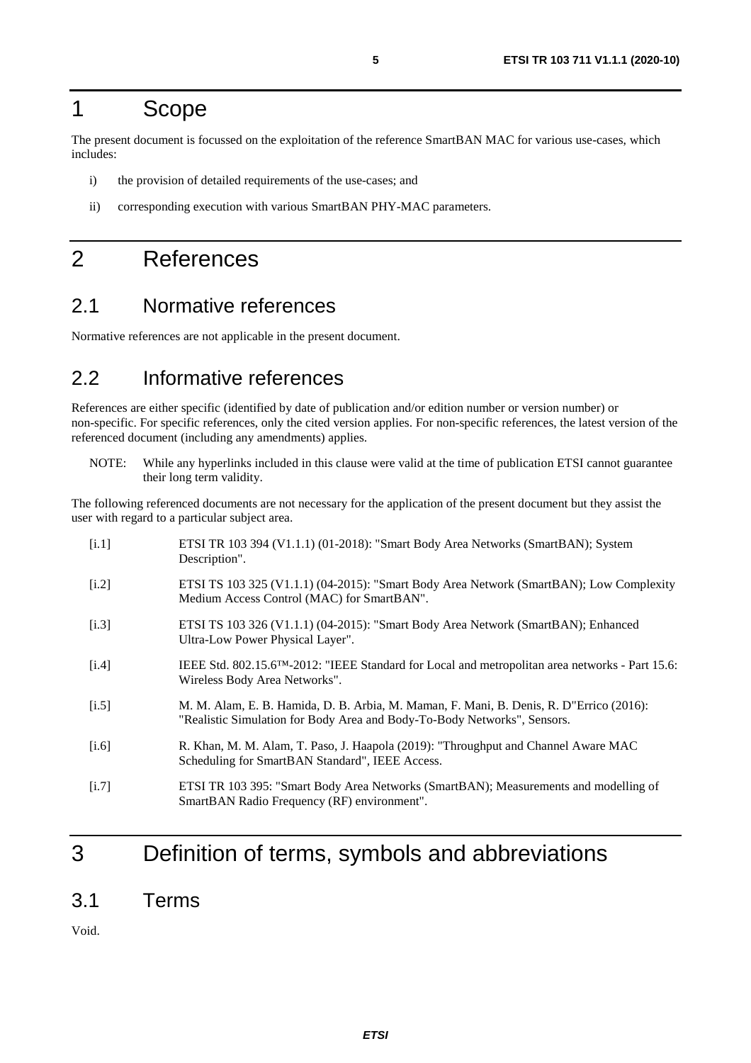# 1 Scope

The present document is focussed on the exploitation of the reference SmartBAN MAC for various use-cases, which includes:

i) the provision of detailed requirements of the use-cases; and

ii) corresponding execution with various SmartBAN PHY-MAC parameters.

# 2 References

## 2.1 Normative references

Normative references are not applicable in the present document.

## 2.2 Informative references

References are either specific (identified by date of publication and/or edition number or version number) or non-specific. For specific references, only the cited version applies. For non-specific references, the latest version of the referenced document (including any amendments) applies.

NOTE: While any hyperlinks included in this clause were valid at the time of publication ETSI cannot guarantee their long term validity.

The following referenced documents are not necessary for the application of the present document but they assist the user with regard to a particular subject area.

[i.1] ETSI TR 103 394 (V1.1.1) (01-2018): "Smart Body Area Networks (SmartBAN); System Description".

[i.2] ETSI TS 103 325 (V1.1.1) (04-2015): "Smart Body Area Network (SmartBAN); Low Complexity Medium Access Control (MAC) for SmartBAN".

[i.3] ETSI TS 103 326 (V1.1.1) (04-2015): "Smart Body Area Network (SmartBAN); Enhanced Ultra-Low Power Physical Layer".

[i.4] IEEE Std. 802.15.6™-2012: "IEEE Standard for Local and metropolitan area networks - Part 15.6: Wireless Body Area Networks".

[i.5] M. M. Alam, E. B. Hamida, D. B. Arbia, M. Maman, F. Mani, B. Denis, R. D"Errico (2016): "Realistic Simulation for Body Area and Body-To-Body Networks", Sensors.

[i.6] R. Khan, M. M. Alam, T. Paso, J. Haapola (2019): "Throughput and Channel Aware MAC Scheduling for SmartBAN Standard", IEEE Access.

[i.7] ETSI TR 103 395: "Smart Body Area Networks (SmartBAN); Measurements and modelling of SmartBAN Radio Frequency (RF) environment".

# 3 Definition of terms, symbols and abbreviations

## 3.1 Terms

Void.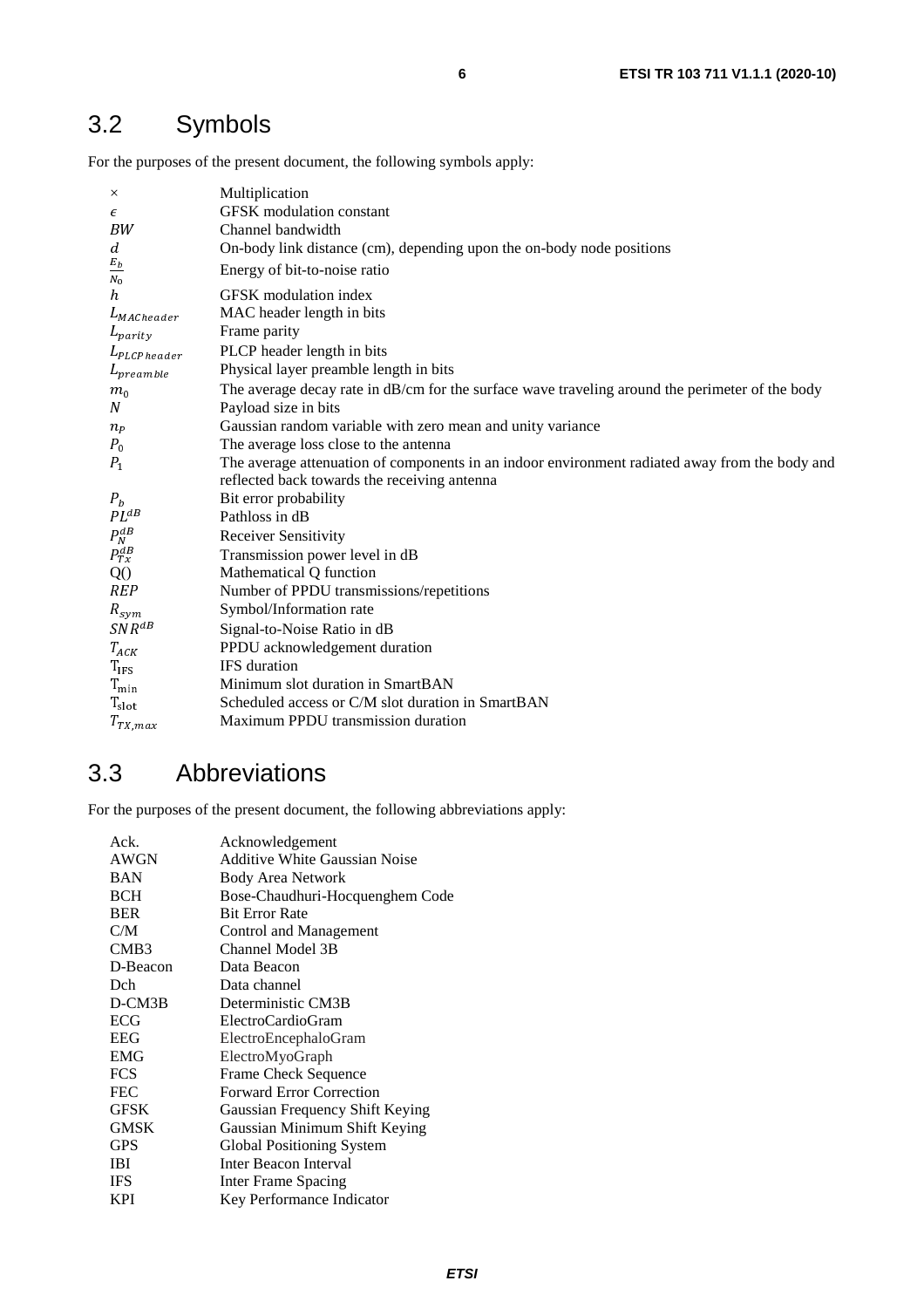## 3.2 Symbols

For the purposes of the present document, the following symbols apply:

| | |
|---|---|
| $\times$ | Multiplication |
| $\epsilon$ | GFSK modulation constant |
| $BW$ | Channel bandwidth |
| $d$ | On-body link distance (cm), depending upon the on-body node positions |
| $\frac{E_b}{N_0}$ | Energy of bit-to-noise ratio |
| $h$ | GFSK modulation index |
| $L_{MACheader}$ | MAC header length in bits |
| $L_{parity}$ | Frame parity |
| $L_{PLCPheader}$ | PLCP header length in bits |
| $L_{preamble}$ | Physical layer preamble length in bits |
| $m_0$ | The average decay rate in dB/cm for the surface wave traveling around the perimeter of the body |
| $N$ | Payload size in bits |
| $n_P$ | Gaussian random variable with zero mean and unity variance |
| $P_0$ | The average loss close to the antenna |
| $P_1$ | The average attenuation of components in an indoor environment radiated away from the body and reflected back towards the receiving antenna |
| $P_b$ | Bit error probability |
| $PL^{dB}$ | Pathloss in dB |
| $P_N^{dB}$ | Receiver Sensitivity |
| $P_{Tx}^{dB}$ | Transmission power level in dB |
| Q() | Mathematical Q function |
| $REP$ | Number of PPDU transmissions/repetitions |
| $R_{sym}$ | Symbol/Information rate |
| $SNR^{dB}$ | Signal-to-Noise Ratio in dB |
| $T_{ACK}$ | PPDU acknowledgement duration |
| $T_{IFS}$ | IFS duration |
| $T_{min}$ | Minimum slot duration in SmartBAN |
| $T_{slot}$ | Scheduled access or C/M slot duration in SmartBAN |
| $T_{TX,max}$ | Maximum PPDU transmission duration |

## 3.3 Abbreviations

For the purposes of the present document, the following abbreviations apply:

| | |
|---|---|
| Ack. | Acknowledgement |
| AWGN | Additive White Gaussian Noise |
| BAN | Body Area Network |
| BCH | Bose-Chaudhuri-Hocquenghem Code |
| BER | Bit Error Rate |
| C/M | Control and Management |
| CMB3 | Channel Model 3B |
| D-Beacon | Data Beacon |
| Dch | Data channel |
| D-CM3B | Deterministic CM3B |
| ECG | ElectroCardioGram |
| EEG | ElectroEncephaloGram |
| EMG | ElectroMyoGraph |
| FCS | Frame Check Sequence |
| FEC | Forward Error Correction |
| GFSK | Gaussian Frequency Shift Keying |
| GMSK | Gaussian Minimum Shift Keying |
| GPS | Global Positioning System |
| IBI | Inter Beacon Interval |
| IFS | Inter Frame Spacing |
| KPI | Key Performance Indicator |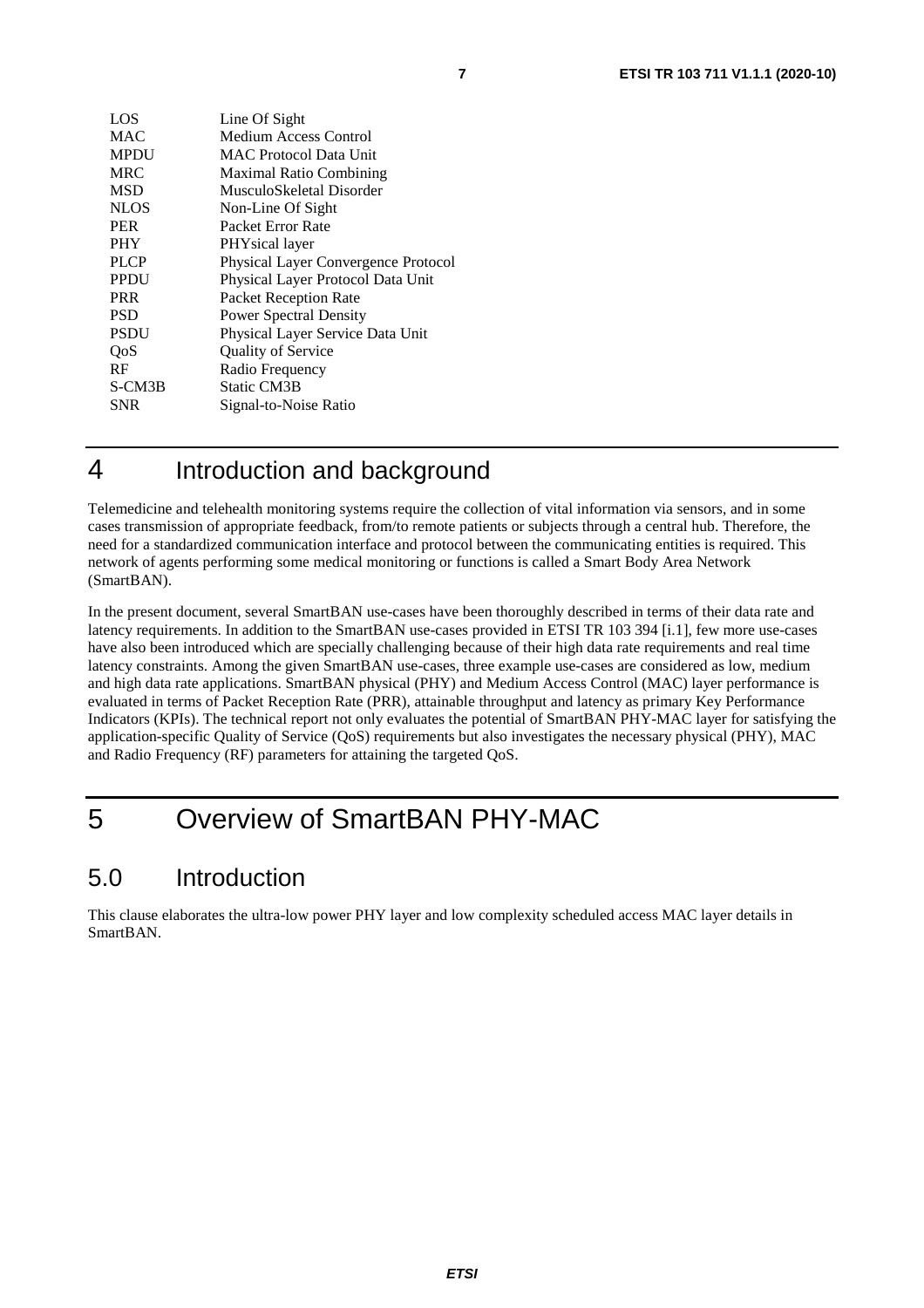| | |
|---|---|
| LOS | Line Of Sight |
| MAC | Medium Access Control |
| MPDU | MAC Protocol Data Unit |
| MRC | Maximal Ratio Combining |
| MSD | MusculoSkeletal Disorder |
| NLOS | Non-Line Of Sight |
| PER | Packet Error Rate |
| PHY | PHYsical layer |
| PLCP | Physical Layer Convergence Protocol |
| PPDU | Physical Layer Protocol Data Unit |
| PRR | Packet Reception Rate |
| PSD | Power Spectral Density |
| PSDU | Physical Layer Service Data Unit |
| QoS | Quality of Service |
| RF | Radio Frequency |
| S-CM3B | Static CM3B |
| SNR | Signal-to-Noise Ratio |

# 4 Introduction and background

Telemedicine and telehealth monitoring systems require the collection of vital information via sensors, and in some cases transmission of appropriate feedback, from/to remote patients or subjects through a central hub. Therefore, the need for a standardized communication interface and protocol between the communicating entities is required. This network of agents performing some medical monitoring or functions is called a Smart Body Area Network (SmartBAN).

In the present document, several SmartBAN use-cases have been thoroughly described in terms of their data rate and latency requirements. In addition to the SmartBAN use-cases provided in ETSI TR 103 394 [i.1], few more use-cases have also been introduced which are specially challenging because of their high data rate requirements and real time latency constraints. Among the given SmartBAN use-cases, three example use-cases are considered as low, medium and high data rate applications. SmartBAN physical (PHY) and Medium Access Control (MAC) layer performance is evaluated in terms of Packet Reception Rate (PRR), attainable throughput and latency as primary Key Performance Indicators (KPIs). The technical report not only evaluates the potential of SmartBAN PHY-MAC layer for satisfying the application-specific Quality of Service (QoS) requirements but also investigates the necessary physical (PHY), MAC and Radio Frequency (RF) parameters for attaining the targeted QoS.

# 5 Overview of SmartBAN PHY-MAC

## 5.0 Introduction

This clause elaborates the ultra-low power PHY layer and low complexity scheduled access MAC layer details in SmartBAN.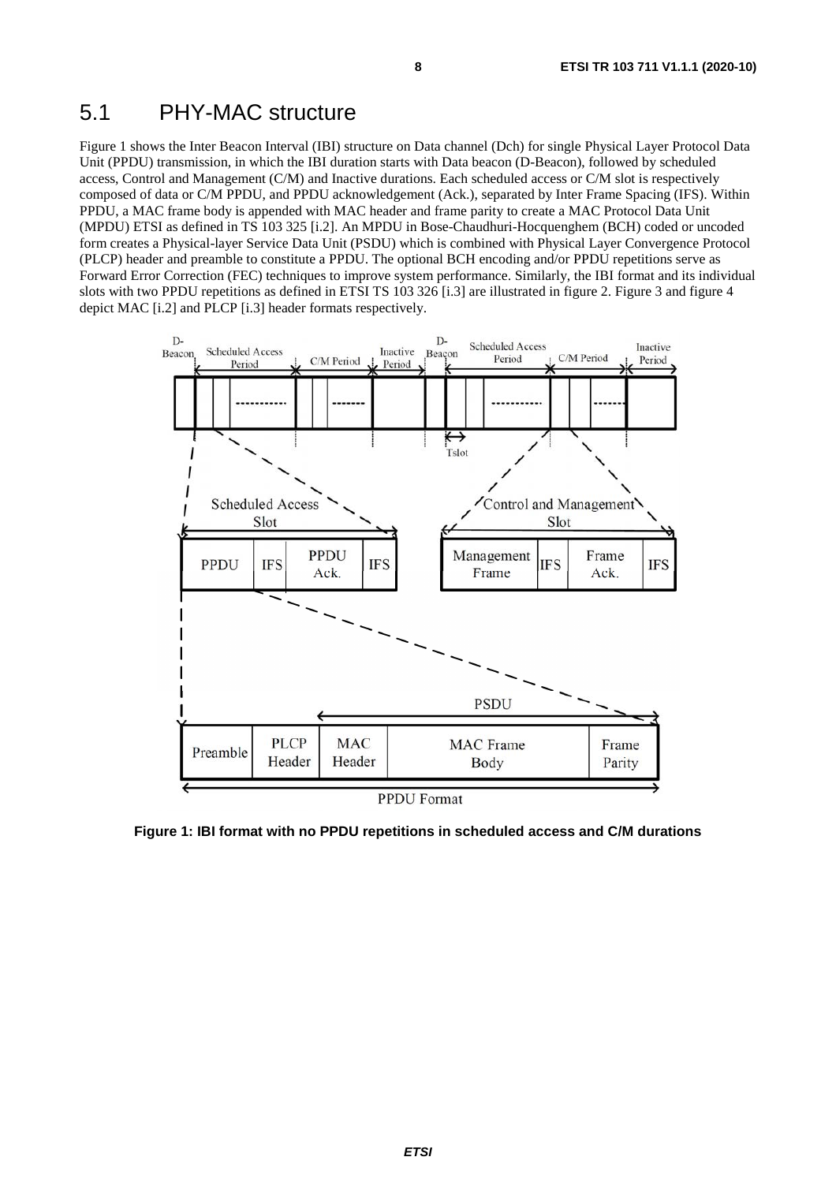## 5.1 PHY-MAC structure

Figure 1 shows the Inter Beacon Interval (IBI) structure on Data channel (Dch) for single Physical Layer Protocol Data Unit (PPDU) transmission, in which the IBI duration starts with Data beacon (D-Beacon), followed by scheduled access, Control and Management (C/M) and Inactive durations. Each scheduled access or C/M slot is respectively composed of data or C/M PPDU, and PPDU acknowledgement (Ack.), separated by Inter Frame Spacing (IFS). Within PPDU, a MAC frame body is appended with MAC header and frame parity to create a MAC Protocol Data Unit (MPDU) ETSI as defined in TS 103 325 [i.2]. An MPDU in Bose-Chaudhuri-Hocquenghem (BCH) coded or uncoded form creates a Physical-layer Service Data Unit (PSDU) which is combined with Physical Layer Convergence Protocol (PLCP) header and preamble to constitute a PPDU. The optional BCH encoding and/or PPDU repetitions serve as Forward Error Correction (FEC) techniques to improve system performance. Similarly, the IBI format and its individual slots with two PPDU repetitions as defined in ETSI TS 103 326 [i.3] are illustrated in figure 2. Figure 3 and figure 4 depict MAC [i.2] and PLCP [i.3] header formats respectively.

**Figure 1: IBI format with no PPDU repetitions in scheduled access and C/M durations**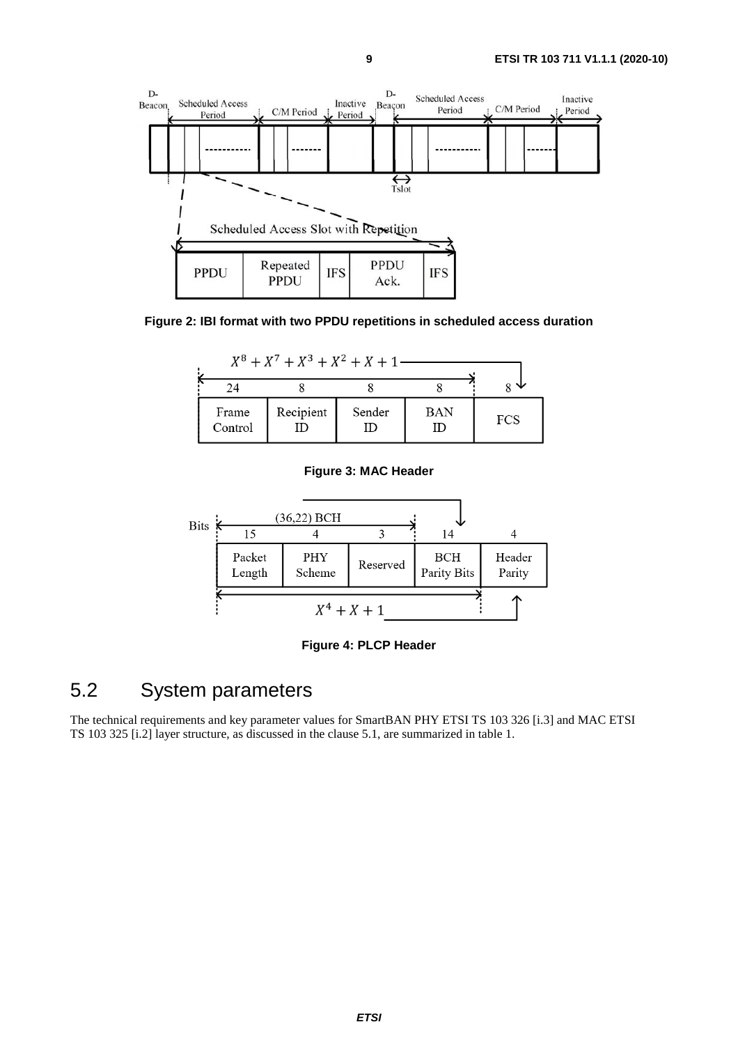Figure 2: IBI format with two PPDU repetitions in scheduled access duration

Figure 3: MAC Header

Figure 4: PLCP Header

## 5.2 System parameters

The technical requirements and key parameter values for SmartBAN PHY ETSI TS 103 326 [i.3] and MAC ETSI TS 103 325 [i.2] layer structure, as discussed in the clause 5.1, are summarized in table 1.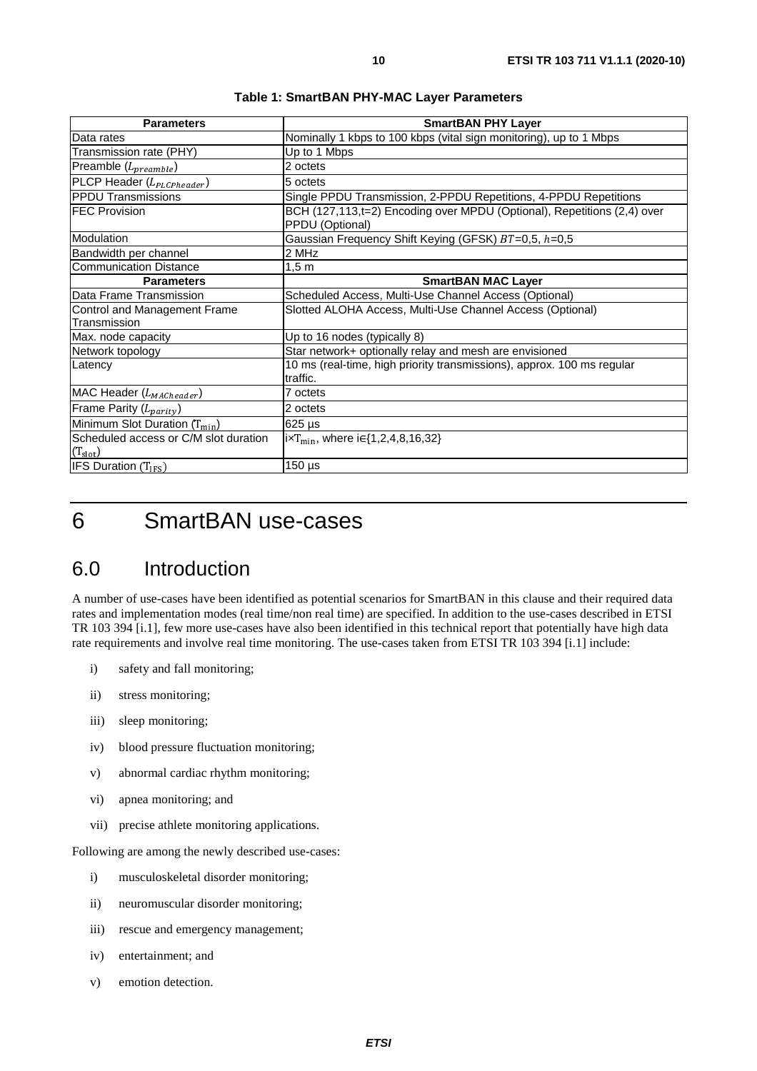**Table 1: SmartBAN PHY-MAC Layer Parameters**

| Parameters | SmartBAN PHY Layer |
|---|---|
| Data rates | Nominally 1 kbps to 100 kbps (vital sign monitoring), up to 1 Mbps |
| Transmission rate (PHY) | Up to 1 Mbps |
| Preamble ($L_{preamble}$) | 2 octets |
| PLCP Header ($L_{PLCPheader}$) | 5 octets |
| PPDU Transmissions | Single PPDU Transmission, 2-PPDU Repetitions, 4-PPDU Repetitions |
| FEC Provision | BCH (127,113,t=2) Encoding over MPDU (Optional), Repetitions (2,4) over PPDU (Optional) |
| Modulation | Gaussian Frequency Shift Keying (GFSK) $BT$=0,5, $h$=0,5 |
| Bandwidth per channel | 2 MHz |
| Communication Distance | 1,5 m |
| **Parameters** | **SmartBAN MAC Layer** |
| Data Frame Transmission | Scheduled Access, Multi-Use Channel Access (Optional) |
| Control and Management Frame Transmission | Slotted ALOHA Access, Multi-Use Channel Access (Optional) |
| Max. node capacity | Up to 16 nodes (typically 8) |
| Network topology | Star network+ optionally relay and mesh are envisioned |
| Latency | 10 ms (real-time, high priority transmissions), approx. 100 ms regular traffic. |
| MAC Header ($L_{MACheader}$) | 7 octets |
| Frame Parity ($L_{parity}$) | 2 octets |
| Minimum Slot Duration ($T_{min}$) | 625 µs |
| Scheduled access or C/M slot duration ($T_{slot}$) | $i \times T_{min}$, where $i \in \{1,2,4,8,16,32\}$ |
| IFS Duration ($T_{IFS}$) | 150 µs |

# 6 SmartBAN use-cases

## 6.0 Introduction

A number of use-cases have been identified as potential scenarios for SmartBAN in this clause and their required data rates and implementation modes (real time/non real time) are specified. In addition to the use-cases described in ETSI TR 103 394 [i.1], few more use-cases have also been identified in this technical report that potentially have high data rate requirements and involve real time monitoring. The use-cases taken from ETSI TR 103 394 [i.1] include:

i) safety and fall monitoring;

ii) stress monitoring;

iii) sleep monitoring;

iv) blood pressure fluctuation monitoring;

v) abnormal cardiac rhythm monitoring;

vi) apnea monitoring; and

vii) precise athlete monitoring applications.

Following are among the newly described use-cases:

i) musculoskeletal disorder monitoring;

ii) neuromuscular disorder monitoring;

iii) rescue and emergency management;

iv) entertainment; and

v) emotion detection.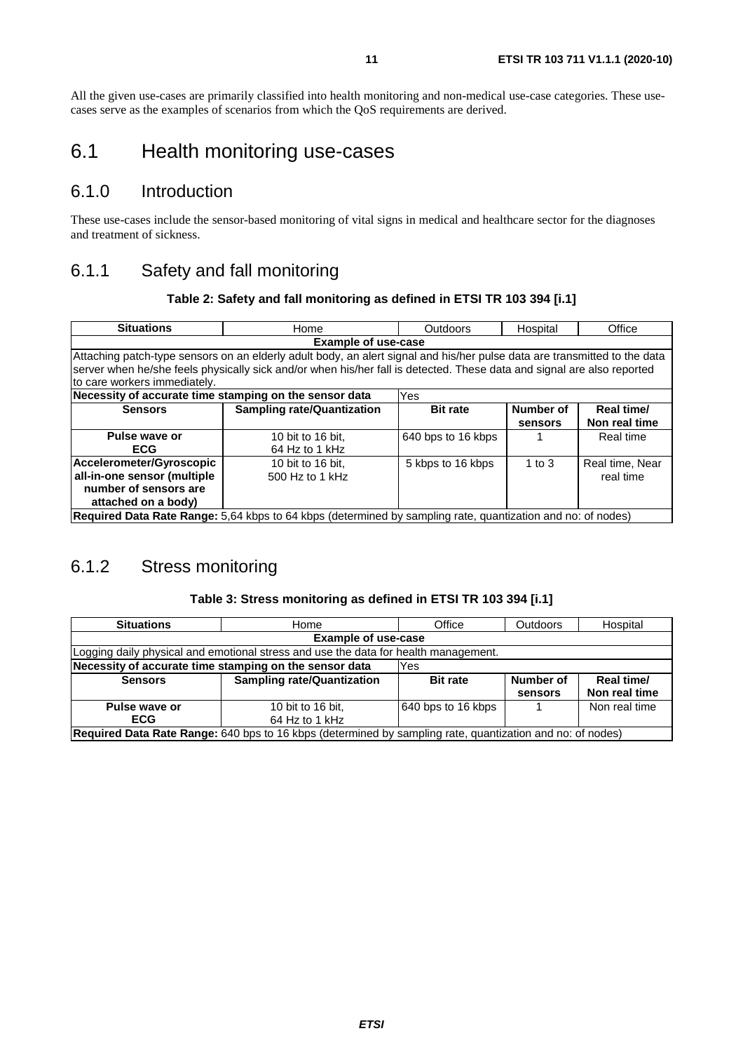All the given use-cases are primarily classified into health monitoring and non-medical use-case categories. These use-cases serve as the examples of scenarios from which the QoS requirements are derived.

# 6.1 Health monitoring use-cases

## 6.1.0 Introduction

These use-cases include the sensor-based monitoring of vital signs in medical and healthcare sector for the diagnoses and treatment of sickness.

## 6.1.1 Safety and fall monitoring

**Table 2: Safety and fall monitoring as defined in ETSI TR 103 394 [i.1]**

| **Situations** | Home | Outdoors | Hospital | Office |
|---|---|---|---|---|
| **Example of use-case** | | | | |
| Attaching patch-type sensors on an elderly adult body, an alert signal and his/her pulse data are transmitted to the data server when he/she feels physically sick and/or when his/her fall is detected. These data and signal are also reported to care workers immediately. | | | | |
| **Necessity of accurate time stamping on the sensor data** | | Yes | | |
| **Sensors** | **Sampling rate/Quantization** | **Bit rate** | **Number of sensors** | **Real time/ Non real time** |
| **Pulse wave or ECG** | 10 bit to 16 bit, 64 Hz to 1 kHz | 640 bps to 16 kbps | 1 | Real time |
| **Accelerometer/Gyroscopic all-in-one sensor (multiple number of sensors are attached on a body)** | 10 bit to 16 bit, 500 Hz to 1 kHz | 5 kbps to 16 kbps | 1 to 3 | Real time, Near real time |
| **Required Data Rate Range:** 5,64 kbps to 64 kbps (determined by sampling rate, quantization and no: of nodes) | | | | |

## 6.1.2 Stress monitoring

**Table 3: Stress monitoring as defined in ETSI TR 103 394 [i.1]**

| **Situations** | Home | Office | Outdoors | Hospital |
|---|---|---|---|---|
| **Example of use-case** | | | | |
| Logging daily physical and emotional stress and use the data for health management. | | | | |
| **Necessity of accurate time stamping on the sensor data** | | Yes | | |
| **Sensors** | **Sampling rate/Quantization** | **Bit rate** | **Number of sensors** | **Real time/ Non real time** |
| **Pulse wave or ECG** | 10 bit to 16 bit, 64 Hz to 1 kHz | 640 bps to 16 kbps | 1 | Non real time |
| **Required Data Rate Range:** 640 bps to 16 kbps (determined by sampling rate, quantization and no: of nodes) | | | | |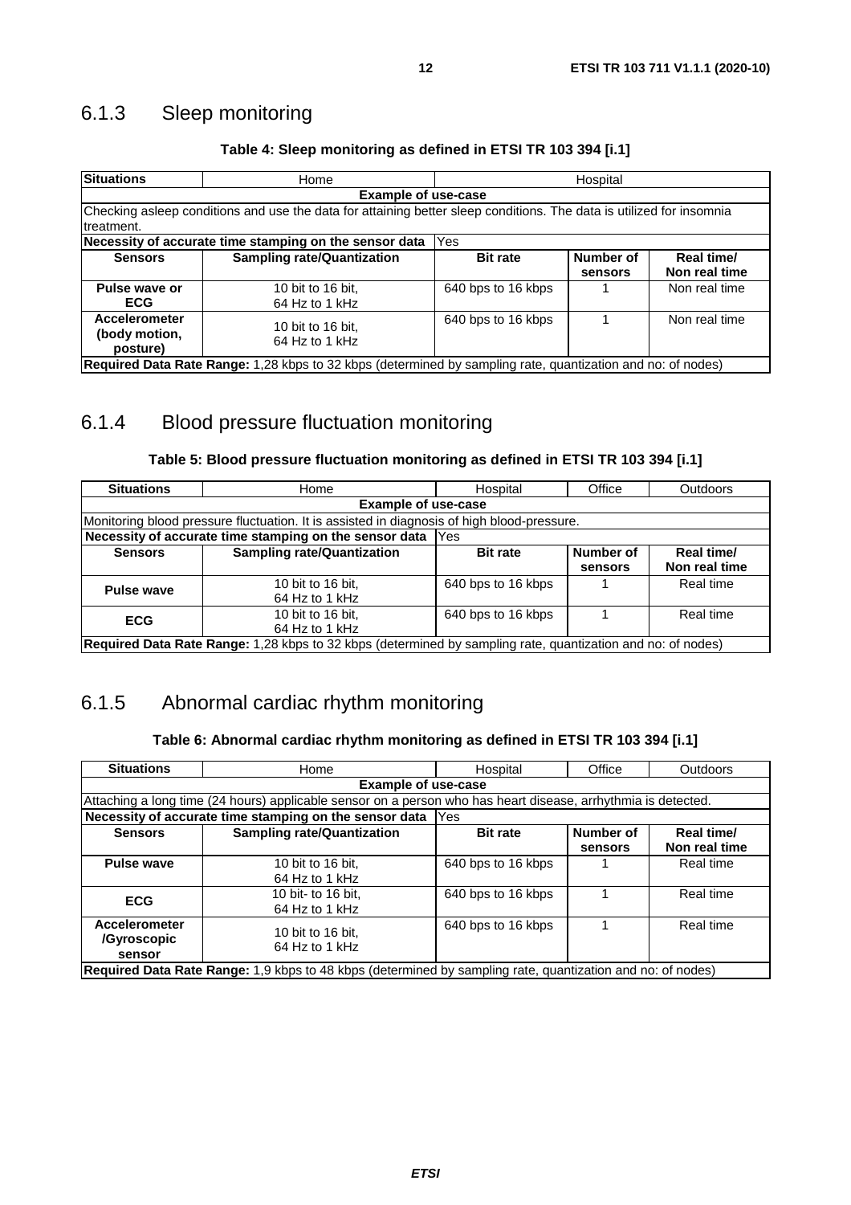### 6.1.3 Sleep monitoring

**Table 4: Sleep monitoring as defined in ETSI TR 103 394 [i.1]**

| **Situations** | Home | Hospital | | |
|---|---|---|---|---|
| **Example of use-case** | | | | |
| Checking asleep conditions and use the data for attaining better sleep conditions. The data is utilized for insomnia treatment. | | | | |
| **Necessity of accurate time stamping on the sensor data** | | Yes | | |
| **Sensors** | **Sampling rate/Quantization** | **Bit rate** | **Number of sensors** | **Real time/ Non real time** |
| **Pulse wave or ECG** | 10 bit to 16 bit, 64 Hz to 1 kHz | 640 bps to 16 kbps | 1 | Non real time |
| **Accelerometer (body motion, posture)** | 10 bit to 16 bit, 64 Hz to 1 kHz | 640 bps to 16 kbps | 1 | Non real time |
| **Required Data Rate Range:** 1,28 kbps to 32 kbps (determined by sampling rate, quantization and no: of nodes) | | | | |

### 6.1.4 Blood pressure fluctuation monitoring

**Table 5: Blood pressure fluctuation monitoring as defined in ETSI TR 103 394 [i.1]**

| **Situations** | Home | Hospital | Office | Outdoors |
|---|---|---|---|---|
| **Example of use-case** | | | | |
| Monitoring blood pressure fluctuation. It is assisted in diagnosis of high blood-pressure. | | | | |
| **Necessity of accurate time stamping on the sensor data** | | Yes | | |
| **Sensors** | **Sampling rate/Quantization** | **Bit rate** | **Number of sensors** | **Real time/ Non real time** |
| **Pulse wave** | 10 bit to 16 bit, 64 Hz to 1 kHz | 640 bps to 16 kbps | 1 | Real time |
| **ECG** | 10 bit to 16 bit, 64 Hz to 1 kHz | 640 bps to 16 kbps | 1 | Real time |
| **Required Data Rate Range:** 1,28 kbps to 32 kbps (determined by sampling rate, quantization and no: of nodes) | | | | |

### 6.1.5 Abnormal cardiac rhythm monitoring

**Table 6: Abnormal cardiac rhythm monitoring as defined in ETSI TR 103 394 [i.1]**

| **Situations** | Home | Hospital | Office | Outdoors |
|---|---|---|---|---|
| **Example of use-case** | | | | |
| Attaching a long time (24 hours) applicable sensor on a person who has heart disease, arrhythmia is detected. | | | | |
| **Necessity of accurate time stamping on the sensor data** | | Yes | | |
| **Sensors** | **Sampling rate/Quantization** | **Bit rate** | **Number of sensors** | **Real time/ Non real time** |
| **Pulse wave** | 10 bit to 16 bit, 64 Hz to 1 kHz | 640 bps to 16 kbps | 1 | Real time |
| **ECG** | 10 bit- to 16 bit, 64 Hz to 1 kHz | 640 bps to 16 kbps | 1 | Real time |
| **Accelerometer /Gyroscopic sensor** | 10 bit to 16 bit, 64 Hz to 1 kHz | 640 bps to 16 kbps | 1 | Real time |
| **Required Data Rate Range:** 1,9 kbps to 48 kbps (determined by sampling rate, quantization and no: of nodes) | | | | |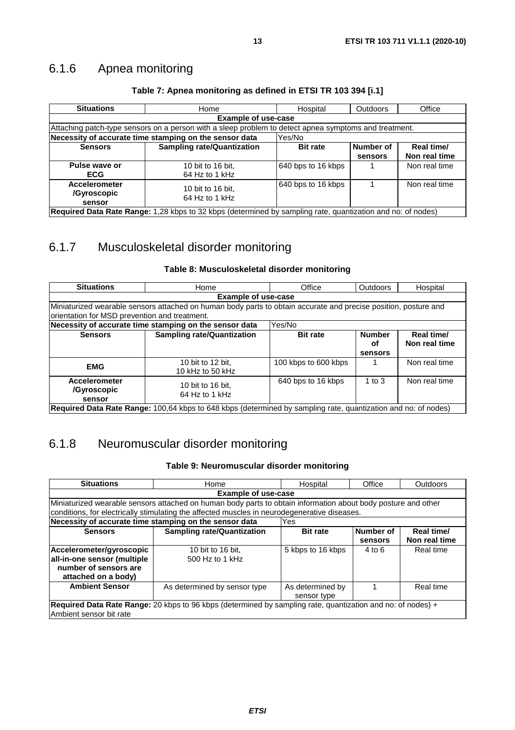### 6.1.6 Apnea monitoring

**Table 7: Apnea monitoring as defined in ETSI TR 103 394 [i.1]**

| **Situations** | Home | Hospital | Outdoors | Office |
|---|---|---|---|---|
| **Example of use-case** | | | | |
| Attaching patch-type sensors on a person with a sleep problem to detect apnea symptoms and treatment. | | | | |
| **Necessity of accurate time stamping on the sensor data** | | Yes/No | | |
| **Sensors** | **Sampling rate/Quantization** | **Bit rate** | **Number of sensors** | **Real time/ Non real time** |
| **Pulse wave or ECG** | 10 bit to 16 bit, 64 Hz to 1 kHz | 640 bps to 16 kbps | 1 | Non real time |
| **Accelerometer /Gyroscopic sensor** | 10 bit to 16 bit, 64 Hz to 1 kHz | 640 bps to 16 kbps | 1 | Non real time |
| **Required Data Rate Range:** 1,28 kbps to 32 kbps (determined by sampling rate, quantization and no: of nodes) | | | | |

### 6.1.7 Musculoskeletal disorder monitoring

**Table 8: Musculoskeletal disorder monitoring**

| **Situations** | Home | Office | Outdoors | Hospital |
|---|---|---|---|---|
| **Example of use-case** | | | | |
| Miniaturized wearable sensors attached on human body parts to obtain accurate and precise position, posture and orientation for MSD prevention and treatment. | | | | |
| **Necessity of accurate time stamping on the sensor data** | | Yes/No | | |
| **Sensors** | **Sampling rate/Quantization** | **Bit rate** | **Number of sensors** | **Real time/ Non real time** |
| **EMG** | 10 bit to 12 bit, 10 kHz to 50 kHz | 100 kbps to 600 kbps | 1 | Non real time |
| **Accelerometer /Gyroscopic sensor** | 10 bit to 16 bit, 64 Hz to 1 kHz | 640 bps to 16 kbps | 1 to 3 | Non real time |
| **Required Data Rate Range:** 100,64 kbps to 648 kbps (determined by sampling rate, quantization and no: of nodes) | | | | |

### 6.1.8 Neuromuscular disorder monitoring

**Table 9: Neuromuscular disorder monitoring**

| **Situations** | Home | Hospital | Office | Outdoors |
|---|---|---|---|---|
| **Example of use-case** | | | | |
| Miniaturized wearable sensors attached on human body parts to obtain information about body posture and other conditions, for electrically stimulating the affected muscles in neurodegenerative diseases. | | | | |
| **Necessity of accurate time stamping on the sensor data** | | Yes | | |
| **Sensors** | **Sampling rate/Quantization** | **Bit rate** | **Number of sensors** | **Real time/ Non real time** |
| **Accelerometer/gyroscopic all-in-one sensor (multiple number of sensors are attached on a body)** | 10 bit to 16 bit, 500 Hz to 1 kHz | 5 kbps to 16 kbps | 4 to 6 | Real time |
| **Ambient Sensor** | As determined by sensor type | As determined by sensor type | 1 | Real time |
| **Required Data Rate Range:** 20 kbps to 96 kbps (determined by sampling rate, quantization and no: of nodes) + Ambient sensor bit rate | | | | |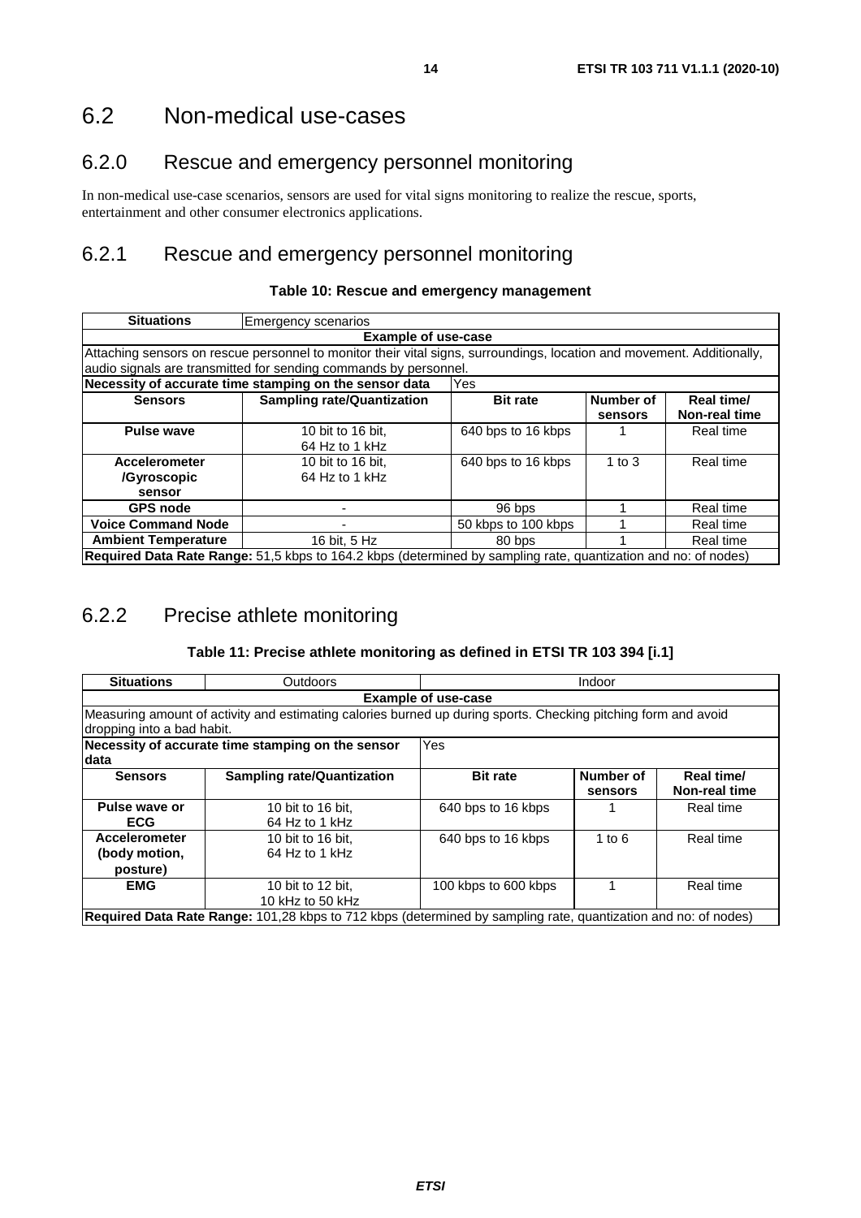# 6.2 Non-medical use-cases

## 6.2.0 Rescue and emergency personnel monitoring

In non-medical use-case scenarios, sensors are used for vital signs monitoring to realize the rescue, sports, entertainment and other consumer electronics applications.

## 6.2.1 Rescue and emergency personnel monitoring

**Table 10: Rescue and emergency management**

| **Situations** | Emergency scenarios | | | |
|---|---|---|---|---|
| **Example of use-case** | | | | |
| Attaching sensors on rescue personnel to monitor their vital signs, surroundings, location and movement. Additionally, audio signals are transmitted for sending commands by personnel. | | | | |
| **Necessity of accurate time stamping on the sensor data** | | Yes | | |
| **Sensors** | **Sampling rate/Quantization** | **Bit rate** | **Number of sensors** | **Real time/ Non-real time** |
| **Pulse wave** | 10 bit to 16 bit, 64 Hz to 1 kHz | 640 bps to 16 kbps | 1 | Real time |
| **Accelerometer /Gyroscopic sensor** | 10 bit to 16 bit, 64 Hz to 1 kHz | 640 bps to 16 kbps | 1 to 3 | Real time |
| **GPS node** | - | 96 bps | 1 | Real time |
| **Voice Command Node** | - | 50 kbps to 100 kbps | 1 | Real time |
| **Ambient Temperature** | 16 bit, 5 Hz | 80 bps | 1 | Real time |
| **Required Data Rate Range:** 51,5 kbps to 164.2 kbps (determined by sampling rate, quantization and no: of nodes) | | | | |

## 6.2.2 Precise athlete monitoring

**Table 11: Precise athlete monitoring as defined in ETSI TR 103 394 [i.1]**

| **Situations** | Outdoors | Indoor | | |
|---|---|---|---|---|
| **Example of use-case** | | | | |
| Measuring amount of activity and estimating calories burned up during sports. Checking pitching form and avoid dropping into a bad habit. | | | | |
| **Necessity of accurate time stamping on the sensor data** | | Yes | | |
| **Sensors** | **Sampling rate/Quantization** | **Bit rate** | **Number of sensors** | **Real time/ Non-real time** |
| **Pulse wave or ECG** | 10 bit to 16 bit, 64 Hz to 1 kHz | 640 bps to 16 kbps | 1 | Real time |
| **Accelerometer (body motion, posture)** | 10 bit to 16 bit, 64 Hz to 1 kHz | 640 bps to 16 kbps | 1 to 6 | Real time |
| **EMG** | 10 bit to 12 bit, 10 kHz to 50 kHz | 100 kbps to 600 kbps | 1 | Real time |
| **Required Data Rate Range:** 101,28 kbps to 712 kbps (determined by sampling rate, quantization and no: of nodes) | | | | |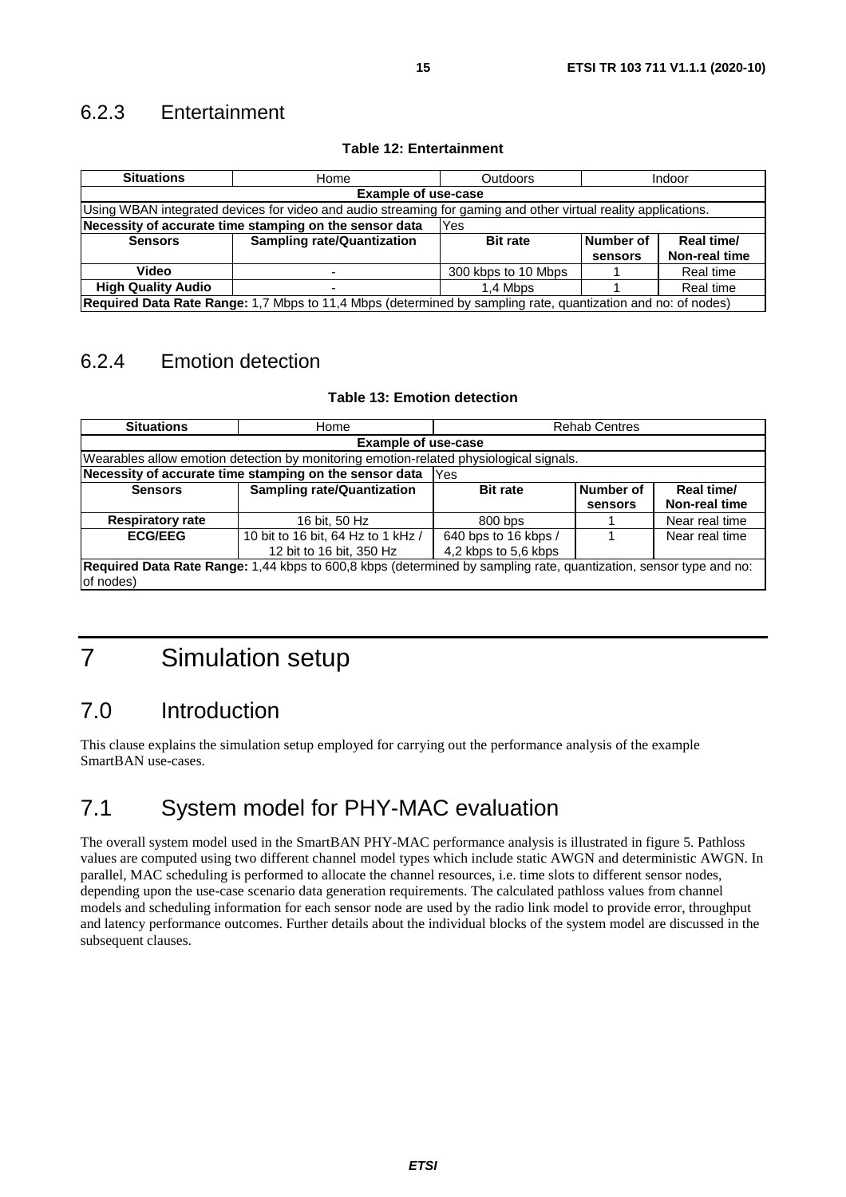### 6.2.3 Entertainment

**Table 12: Entertainment**

| **Situations** | Home | Outdoors | Indoor | |
|---|---|---|---|---|
| **Example of use-case** | | | | |
| Using WBAN integrated devices for video and audio streaming for gaming and other virtual reality applications. | | | | |
| **Necessity of accurate time stamping on the sensor data** | | Yes | | |
| **Sensors** | **Sampling rate/Quantization** | **Bit rate** | **Number of sensors** | **Real time/ Non-real time** |
| **Video** | - | 300 kbps to 10 Mbps | 1 | Real time |
| **High Quality Audio** | - | 1,4 Mbps | 1 | Real time |
| **Required Data Rate Range:** 1,7 Mbps to 11,4 Mbps (determined by sampling rate, quantization and no: of nodes) | | | | |

### 6.2.4 Emotion detection

**Table 13: Emotion detection**

| **Situations** | Home | Rehab Centres | | |
|---|---|---|---|---|
| **Example of use-case** | | | | |
| Wearables allow emotion detection by monitoring emotion-related physiological signals. | | | | |
| **Necessity of accurate time stamping on the sensor data** | | Yes | | |
| **Sensors** | **Sampling rate/Quantization** | **Bit rate** | **Number of sensors** | **Real time/ Non-real time** |
| **Respiratory rate** | 16 bit, 50 Hz | 800 bps | 1 | Near real time |
| **ECG/EEG** | 10 bit to 16 bit, 64 Hz to 1 kHz / 12 bit to 16 bit, 350 Hz | 640 bps to 16 kbps / 4,2 kbps to 5,6 kbps | 1 | Near real time |
| **Required Data Rate Range:** 1,44 kbps to 600,8 kbps (determined by sampling rate, quantization, sensor type and no: of nodes) | | | | |

# 7 Simulation setup

## 7.0 Introduction

This clause explains the simulation setup employed for carrying out the performance analysis of the example SmartBAN use-cases.

## 7.1 System model for PHY-MAC evaluation

The overall system model used in the SmartBAN PHY-MAC performance analysis is illustrated in figure 5. Pathloss values are computed using two different channel model types which include static AWGN and deterministic AWGN. In parallel, MAC scheduling is performed to allocate the channel resources, i.e. time slots to different sensor nodes, depending upon the use-case scenario data generation requirements. The calculated pathloss values from channel models and scheduling information for each sensor node are used by the radio link model to provide error, throughput and latency performance outcomes. Further details about the individual blocks of the system model are discussed in the subsequent clauses.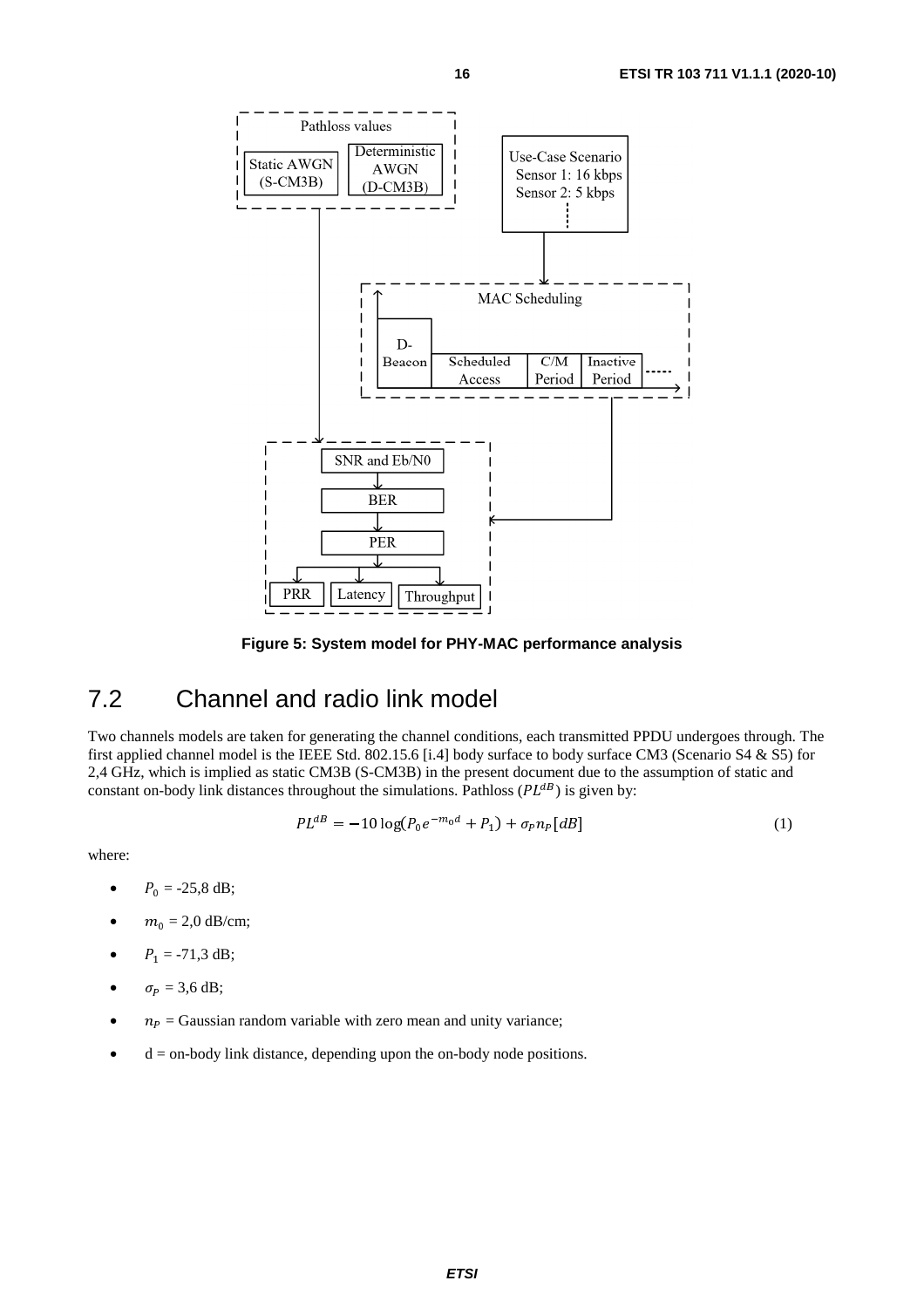Figure 5: System model for PHY-MAC performance analysis

## 7.2 Channel and radio link model

Two channels models are taken for generating the channel conditions, each transmitted PPDU undergoes through. The first applied channel model is the IEEE Std. 802.15.6 [i.4] body surface to body surface CM3 (Scenario S4 & S5) for 2,4 GHz, which is implied as static CM3B (S-CM3B) in the present document due to the assumption of static and constant on-body link distances throughout the simulations. Pathloss ($PL^{dB}$) is given by:

$$PL^{dB} = -10 \log(P_0 e^{-m_0 d} + P_1) + \sigma_P n_P [dB] \quad (1)$$

where:

- $P_0$ = -25,8 dB;
- $m_0$ = 2,0 dB/cm;
- $P_1$ = -71,3 dB;
- $\sigma_P$ = 3,6 dB;
- $n_P$ = Gaussian random variable with zero mean and unity variance;
- d = on-body link distance, depending upon the on-body node positions.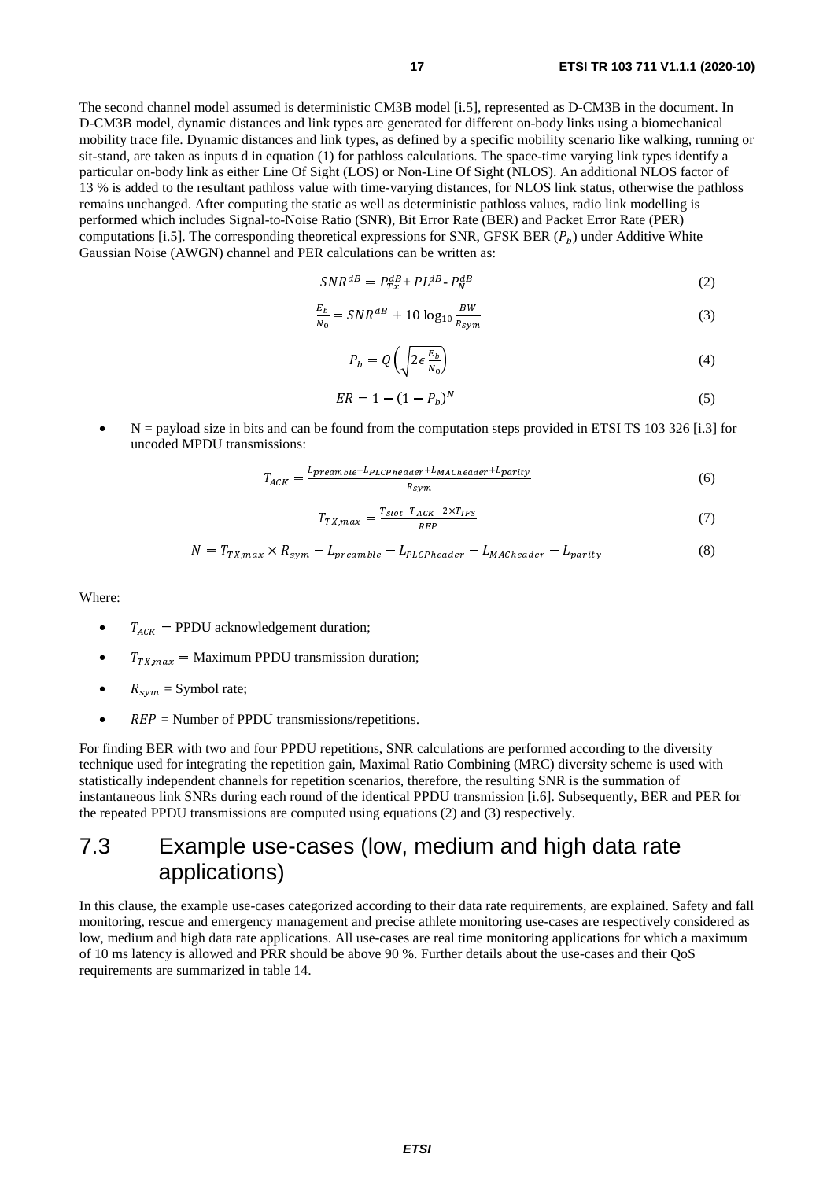The second channel model assumed is deterministic CM3B model [i.5], represented as D-CM3B in the document. In D-CM3B model, dynamic distances and link types are generated for different on-body links using a biomechanical mobility trace file. Dynamic distances and link types, as defined by a specific mobility scenario like walking, running or sit-stand, are taken as inputs d in equation (1) for pathloss calculations. The space-time varying link types identify a particular on-body link as either Line Of Sight (LOS) or Non-Line Of Sight (NLOS). An additional NLOS factor of 13 % is added to the resultant pathloss value with time-varying distances, for NLOS link status, otherwise the pathloss remains unchanged. After computing the static as well as deterministic pathloss values, radio link modelling is performed which includes Signal-to-Noise Ratio (SNR), Bit Error Rate (BER) and Packet Error Rate (PER) computations [i.5]. The corresponding theoretical expressions for SNR, GFSK BER ($P_b$) under Additive White Gaussian Noise (AWGN) channel and PER calculations can be written as:

$$SNR^{dB} = P_{Tx}^{dB} + PL^{dB} - P_N^{dB} \tag{2}$$

$$\frac{E_b}{N_0} = SNR^{dB} + 10\log_{10}\frac{BW}{R_{sym}} \tag{3}$$

$$P_b = Q\left(\sqrt{2\epsilon\frac{E_b}{N_0}}\right) \tag{4}$$

$$ER = 1 - (1 - P_b)^N \tag{5}$$

- N = payload size in bits and can be found from the computation steps provided in ETSI TS 103 326 [i.3] for uncoded MPDU transmissions:

$$T_{ACK} = \frac{L_{preamble} + L_{PLCPheader} + L_{MACheader} + L_{parity}}{R_{sym}} \tag{6}$$

$$T_{TX,max} = \frac{T_{slot} - T_{ACK} - 2 \times T_{IFS}}{REP} \tag{7}$$

$$N = T_{TX,max} \times R_{sym} - L_{preamble} - L_{PLCPheader} - L_{MACheader} - L_{parity} \tag{8}$$

Where:

- $T_{ACK}$ = PPDU acknowledgement duration;
- $T_{TX,max}$ = Maximum PPDU transmission duration;
- $R_{sym}$ = Symbol rate;
- $REP$ = Number of PPDU transmissions/repetitions.

For finding BER with two and four PPDU repetitions, SNR calculations are performed according to the diversity technique used for integrating the repetition gain, Maximal Ratio Combining (MRC) diversity scheme is used with statistically independent channels for repetition scenarios, therefore, the resulting SNR is the summation of instantaneous link SNRs during each round of the identical PPDU transmission [i.6]. Subsequently, BER and PER for the repeated PPDU transmissions are computed using equations (2) and (3) respectively.

## 7.3 Example use-cases (low, medium and high data rate applications)

In this clause, the example use-cases categorized according to their data rate requirements, are explained. Safety and fall monitoring, rescue and emergency management and precise athlete monitoring use-cases are respectively considered as low, medium and high data rate applications. All use-cases are real time monitoring applications for which a maximum of 10 ms latency is allowed and PRR should be above 90 %. Further details about the use-cases and their QoS requirements are summarized in table 14.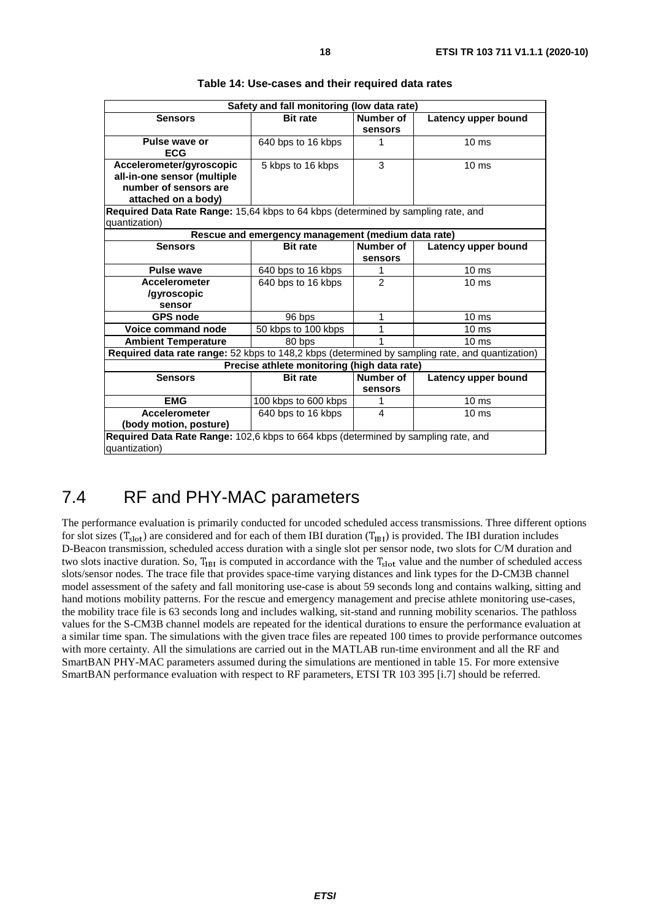**Table 14: Use-cases and their required data rates**

| Safety and fall monitoring (low data rate) | | | |
|---|---|---|---|
| **Sensors** | **Bit rate** | **Number of sensors** | **Latency upper bound** |
| **Pulse wave or ECG** | 640 bps to 16 kbps | 1 | 10 ms |
| **Accelerometer/gyroscopic all-in-one sensor (multiple number of sensors are attached on a body)** | 5 kbps to 16 kbps | 3 | 10 ms |
| **Required Data Rate Range:** 15,64 kbps to 64 kbps (determined by sampling rate, and quantization) | | | |
| **Rescue and emergency management (medium data rate)** | | | |
| **Sensors** | **Bit rate** | **Number of sensors** | **Latency upper bound** |
| **Pulse wave** | 640 bps to 16 kbps | 1 | 10 ms |
| **Accelerometer /gyroscopic sensor** | 640 bps to 16 kbps | 2 | 10 ms |
| **GPS node** | 96 bps | 1 | 10 ms |
| **Voice command node** | 50 kbps to 100 kbps | 1 | 10 ms |
| **Ambient Temperature** | 80 bps | 1 | 10 ms |
| **Required data rate range:** 52 kbps to 148,2 kbps (determined by sampling rate, and quantization) | | | |
| **Precise athlete monitoring (high data rate)** | | | |
| **Sensors** | **Bit rate** | **Number of sensors** | **Latency upper bound** |
| **EMG** | 100 kbps to 600 kbps | 1 | 10 ms |
| **Accelerometer (body motion, posture)** | 640 bps to 16 kbps | 4 | 10 ms |
| **Required Data Rate Range:** 102,6 kbps to 664 kbps (determined by sampling rate, and quantization) | | | |

## 7.4 RF and PHY-MAC parameters

The performance evaluation is primarily conducted for uncoded scheduled access transmissions. Three different options for slot sizes ($T_{slot}$) are considered and for each of them IBI duration ($T_{IBI}$) is provided. The IBI duration includes D-Beacon transmission, scheduled access duration with a single slot per sensor node, two slots for C/M duration and two slots inactive duration. So, $T_{IBI}$ is computed in accordance with the $T_{slot}$ value and the number of scheduled access slots/sensor nodes. The trace file that provides space-time varying distances and link types for the D-CM3B channel model assessment of the safety and fall monitoring use-case is about 59 seconds long and contains walking, sitting and hand motions mobility patterns. For the rescue and emergency management and precise athlete monitoring use-cases, the mobility trace file is 63 seconds long and includes walking, sit-stand and running mobility scenarios. The pathloss values for the S-CM3B channel models are repeated for the identical durations to ensure the performance evaluation at a similar time span. The simulations with the given trace files are repeated 100 times to provide performance outcomes with more certainty. All the simulations are carried out in the MATLAB run-time environment and all the RF and SmartBAN PHY-MAC parameters assumed during the simulations are mentioned in table 15. For more extensive SmartBAN performance evaluation with respect to RF parameters, ETSI TR 103 395 [i.7] should be referred.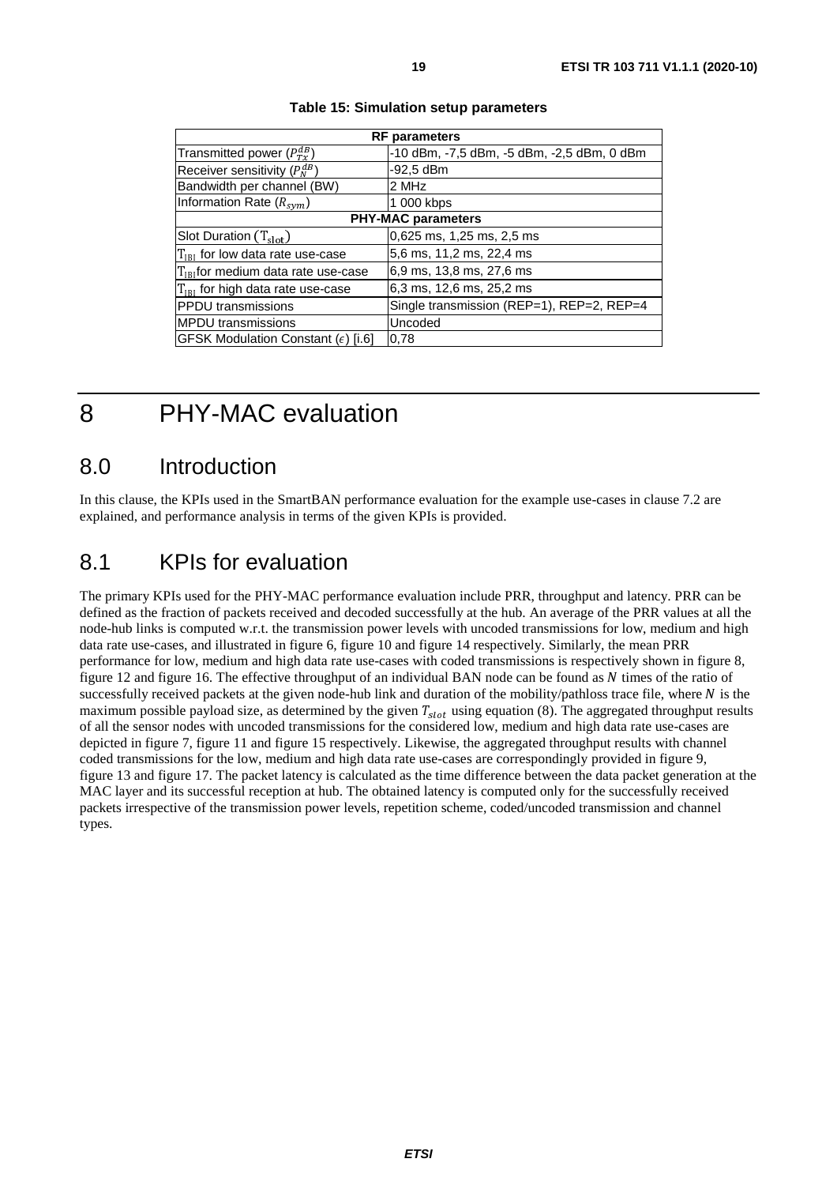**Table 15: Simulation setup parameters**

| RF parameters | |
|---|---|
| Transmitted power ($P_{Tx}^{dB}$) | -10 dBm, -7,5 dBm, -5 dBm, -2,5 dBm, 0 dBm |
| Receiver sensitivity ($P_N^{dB}$) | -92,5 dBm |
| Bandwidth per channel (BW) | 2 MHz |
| Information Rate ($R_{sym}$) | 1 000 kbps |
| **PHY-MAC parameters** | |
| Slot Duration ($T_{slot}$) | 0,625 ms, 1,25 ms, 2,5 ms |
| $T_{IBI}$ for low data rate use-case | 5,6 ms, 11,2 ms, 22,4 ms |
| $T_{IBI}$ for medium data rate use-case | 6,9 ms, 13,8 ms, 27,6 ms |
| $T_{IBI}$ for high data rate use-case | 6,3 ms, 12,6 ms, 25,2 ms |
| PPDU transmissions | Single transmission (REP=1), REP=2, REP=4 |
| MPDU transmissions | Uncoded |
| GFSK Modulation Constant ($\epsilon$) [i.6] | 0,78 |

# 8 PHY-MAC evaluation

## 8.0 Introduction

In this clause, the KPIs used in the SmartBAN performance evaluation for the example use-cases in clause 7.2 are explained, and performance analysis in terms of the given KPIs is provided.

## 8.1 KPIs for evaluation

The primary KPIs used for the PHY-MAC performance evaluation include PRR, throughput and latency. PRR can be defined as the fraction of packets received and decoded successfully at the hub. An average of the PRR values at all the node-hub links is computed w.r.t. the transmission power levels with uncoded transmissions for low, medium and high data rate use-cases, and illustrated in figure 6, figure 10 and figure 14 respectively. Similarly, the mean PRR performance for low, medium and high data rate use-cases with coded transmissions is respectively shown in figure 8, figure 12 and figure 16. The effective throughput of an individual BAN node can be found as $N$ times of the ratio of successfully received packets at the given node-hub link and duration of the mobility/pathloss trace file, where $N$ is the maximum possible payload size, as determined by the given $T_{slot}$ using equation (8). The aggregated throughput results of all the sensor nodes with uncoded transmissions for the considered low, medium and high data rate use-cases are depicted in figure 7, figure 11 and figure 15 respectively. Likewise, the aggregated throughput results with channel coded transmissions for the low, medium and high data rate use-cases are correspondingly provided in figure 9, figure 13 and figure 17. The packet latency is calculated as the time difference between the data packet generation at the MAC layer and its successful reception at hub. The obtained latency is computed only for the successfully received packets irrespective of the transmission power levels, repetition scheme, coded/uncoded transmission and channel types.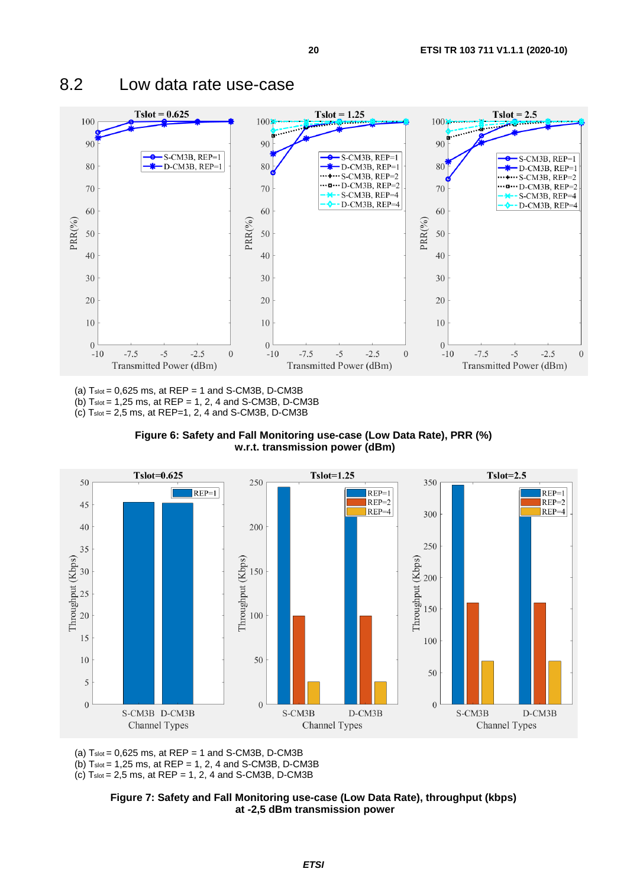## 8.2 Low data rate use-case

(a) $T_{slot}$ = 0,625 ms, at REP = 1 and S-CM3B, D-CM3B
(b) $T_{slot}$ = 1,25 ms, at REP = 1, 2, 4 and S-CM3B, D-CM3B
(c) $T_{slot}$ = 2,5 ms, at REP=1, 2, 4 and S-CM3B, D-CM3B

**Figure 6: Safety and Fall Monitoring use-case (Low Data Rate), PRR (%) w.r.t. transmission power (dBm)**

(a) $T_{slot}$ = 0,625 ms, at REP = 1 and S-CM3B, D-CM3B
(b) $T_{slot}$ = 1,25 ms, at REP = 1, 2, 4 and S-CM3B, D-CM3B
(c) $T_{slot}$ = 2,5 ms, at REP = 1, 2, 4 and S-CM3B, D-CM3B

**Figure 7: Safety and Fall Monitoring use-case (Low Data Rate), throughput (kbps) at -2,5 dBm transmission power**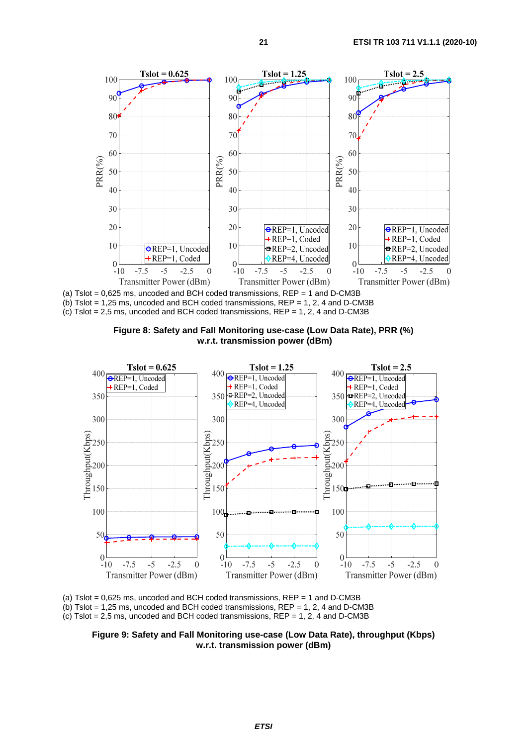(a) Tslot = 0,625 ms, uncoded and BCH coded transmissions, REP = 1 and D-CM3B
(b) Tslot = 1,25 ms, uncoded and BCH coded transmissions, REP = 1, 2, 4 and D-CM3B
(c) Tslot = 2,5 ms, uncoded and BCH coded transmissions, REP = 1, 2, 4 and D-CM3B

**Figure 8: Safety and Fall Monitoring use-case (Low Data Rate), PRR (%) w.r.t. transmission power (dBm)**

(a) Tslot = 0,625 ms, uncoded and BCH coded transmissions, REP = 1 and D-CM3B
(b) Tslot = 1,25 ms, uncoded and BCH coded transmissions, REP = 1, 2, 4 and D-CM3B
(c) Tslot = 2,5 ms, uncoded and BCH coded transmissions, REP = 1, 2, 4 and D-CM3B

**Figure 9: Safety and Fall Monitoring use-case (Low Data Rate), throughput (Kbps) w.r.t. transmission power (dBm)**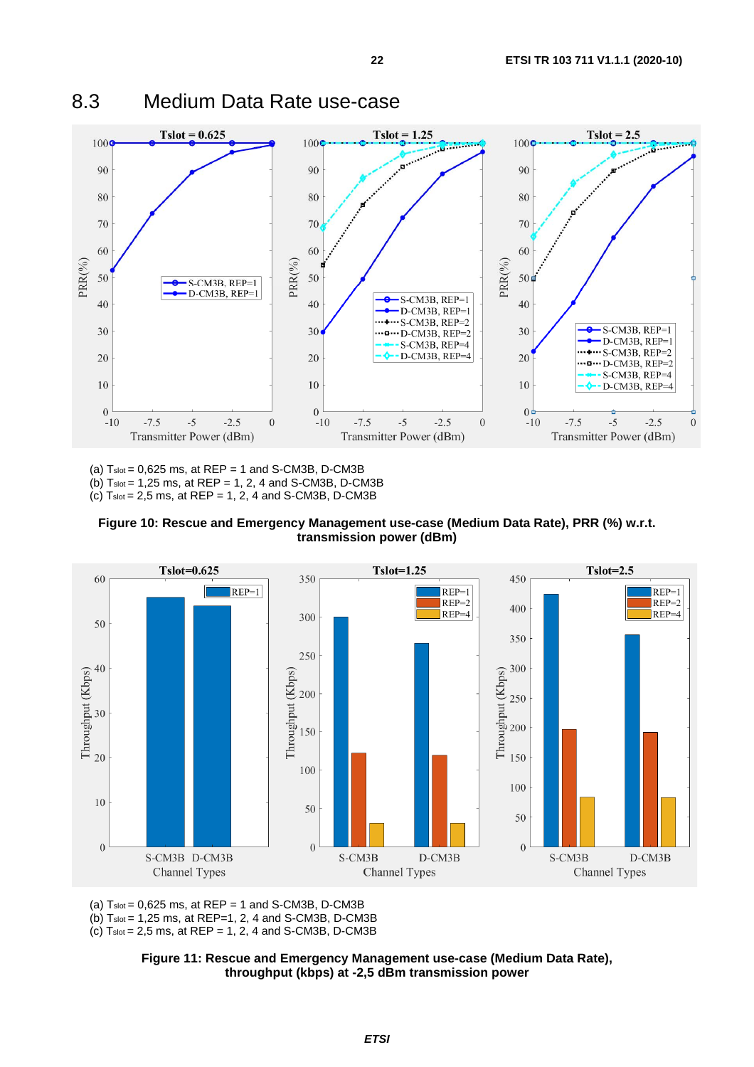## 8.3 Medium Data Rate use-case

(a) $T_{slot}$ = 0,625 ms, at REP = 1 and S-CM3B, D-CM3B
(b) $T_{slot}$ = 1,25 ms, at REP = 1, 2, 4 and S-CM3B, D-CM3B
(c) $T_{slot}$ = 2,5 ms, at REP = 1, 2, 4 and S-CM3B, D-CM3B

**Figure 10: Rescue and Emergency Management use-case (Medium Data Rate), PRR (%) w.r.t. transmission power (dBm)**

(a) $T_{slot}$ = 0,625 ms, at REP = 1 and S-CM3B, D-CM3B
(b) $T_{slot}$ = 1,25 ms, at REP=1, 2, 4 and S-CM3B, D-CM3B
(c) $T_{slot}$ = 2,5 ms, at REP = 1, 2, 4 and S-CM3B, D-CM3B

**Figure 11: Rescue and Emergency Management use-case (Medium Data Rate), throughput (kbps) at -2,5 dBm transmission power**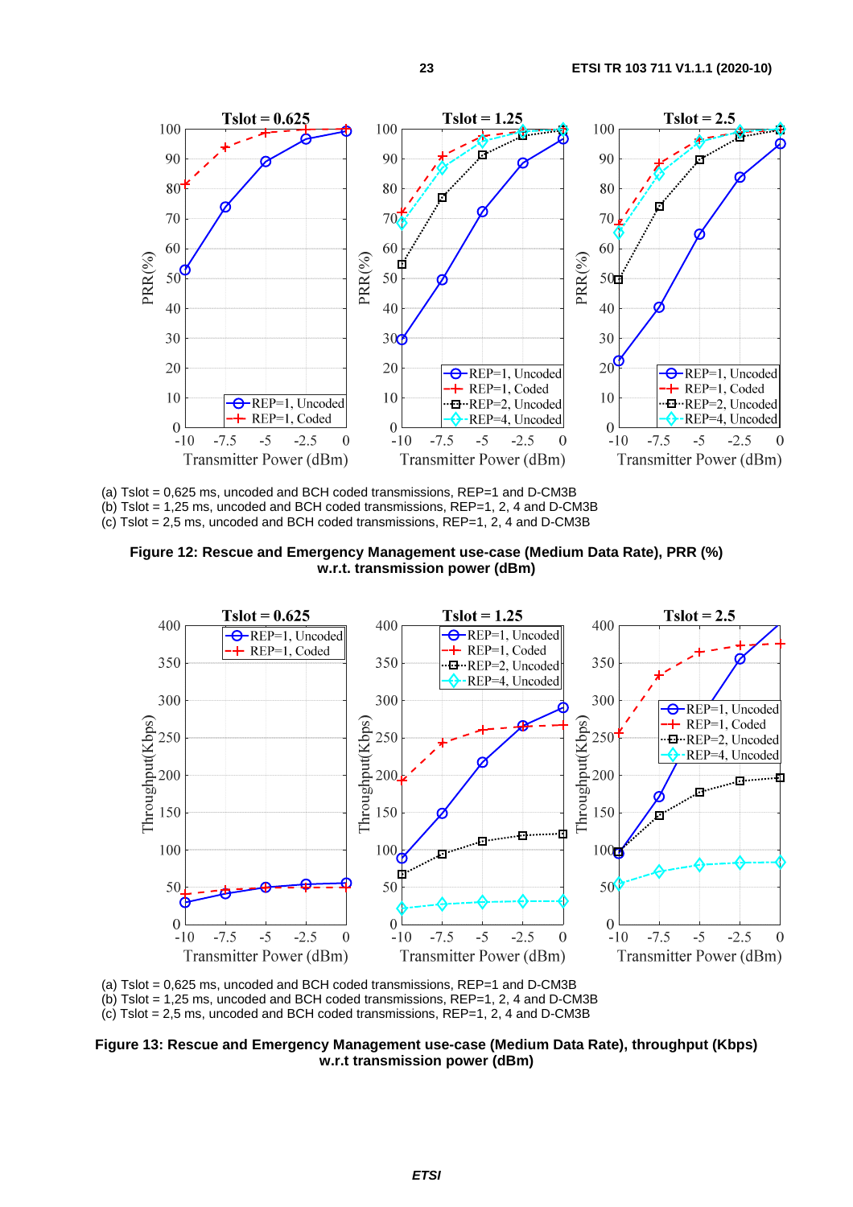(a) Tslot = 0,625 ms, uncoded and BCH coded transmissions, REP=1 and D-CM3B
(b) Tslot = 1,25 ms, uncoded and BCH coded transmissions, REP=1, 2, 4 and D-CM3B
(c) Tslot = 2,5 ms, uncoded and BCH coded transmissions, REP=1, 2, 4 and D-CM3B

**Figure 12: Rescue and Emergency Management use-case (Medium Data Rate), PRR (%) w.r.t. transmission power (dBm)**

(a) Tslot = 0,625 ms, uncoded and BCH coded transmissions, REP=1 and D-CM3B
(b) Tslot = 1,25 ms, uncoded and BCH coded transmissions, REP=1, 2, 4 and D-CM3B
(c) Tslot = 2,5 ms, uncoded and BCH coded transmissions, REP=1, 2, 4 and D-CM3B

**Figure 13: Rescue and Emergency Management use-case (Medium Data Rate), throughput (Kbps) w.r.t transmission power (dBm)**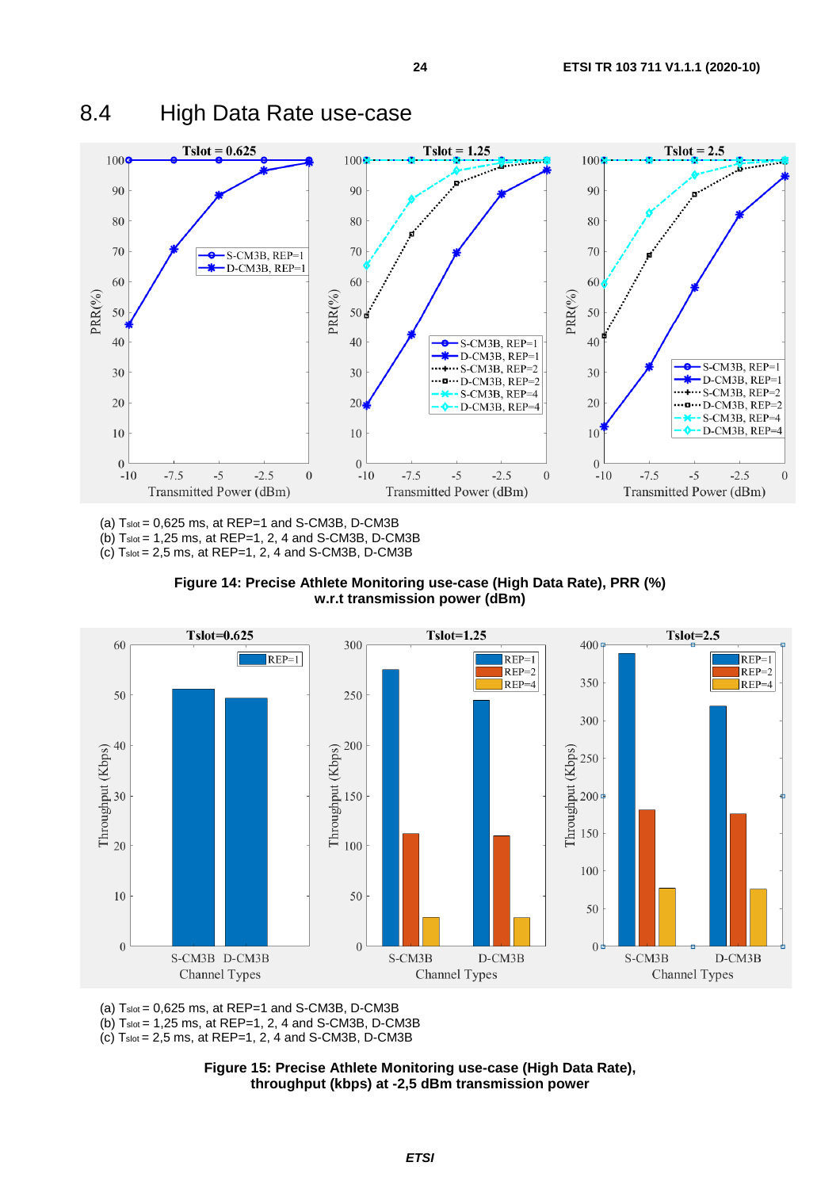## 8.4 High Data Rate use-case

(a) $T_{slot}$ = 0,625 ms, at REP=1 and S-CM3B, D-CM3B
(b) $T_{slot}$ = 1,25 ms, at REP=1, 2, 4 and S-CM3B, D-CM3B
(c) $T_{slot}$ = 2,5 ms, at REP=1, 2, 4 and S-CM3B, D-CM3B

**Figure 14: Precise Athlete Monitoring use-case (High Data Rate), PRR (%) w.r.t transmission power (dBm)**

(a) $T_{slot}$ = 0,625 ms, at REP=1 and S-CM3B, D-CM3B
(b) $T_{slot}$ = 1,25 ms, at REP=1, 2, 4 and S-CM3B, D-CM3B
(c) $T_{slot}$ = 2,5 ms, at REP=1, 2, 4 and S-CM3B, D-CM3B

**Figure 15: Precise Athlete Monitoring use-case (High Data Rate), throughput (kbps) at -2,5 dBm transmission power**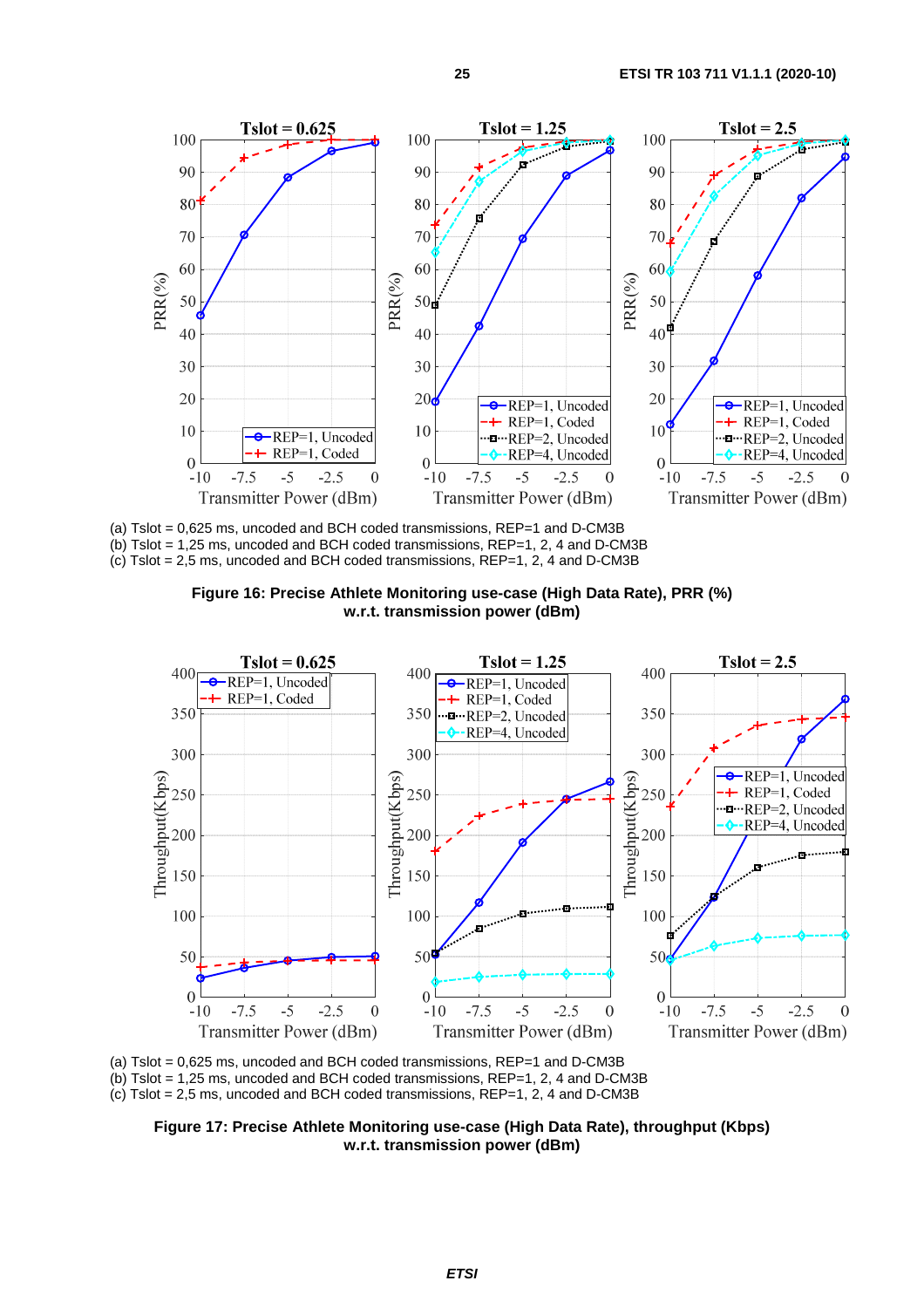(a) Tslot = 0,625 ms, uncoded and BCH coded transmissions, REP=1 and D-CM3B
(b) Tslot = 1,25 ms, uncoded and BCH coded transmissions, REP=1, 2, 4 and D-CM3B
(c) Tslot = 2,5 ms, uncoded and BCH coded transmissions, REP=1, 2, 4 and D-CM3B

**Figure 16: Precise Athlete Monitoring use-case (High Data Rate), PRR (%) w.r.t. transmission power (dBm)**

(a) Tslot = 0,625 ms, uncoded and BCH coded transmissions, REP=1 and D-CM3B
(b) Tslot = 1,25 ms, uncoded and BCH coded transmissions, REP=1, 2, 4 and D-CM3B
(c) Tslot = 2,5 ms, uncoded and BCH coded transmissions, REP=1, 2, 4 and D-CM3B

**Figure 17: Precise Athlete Monitoring use-case (High Data Rate), throughput (Kbps) w.r.t. transmission power (dBm)**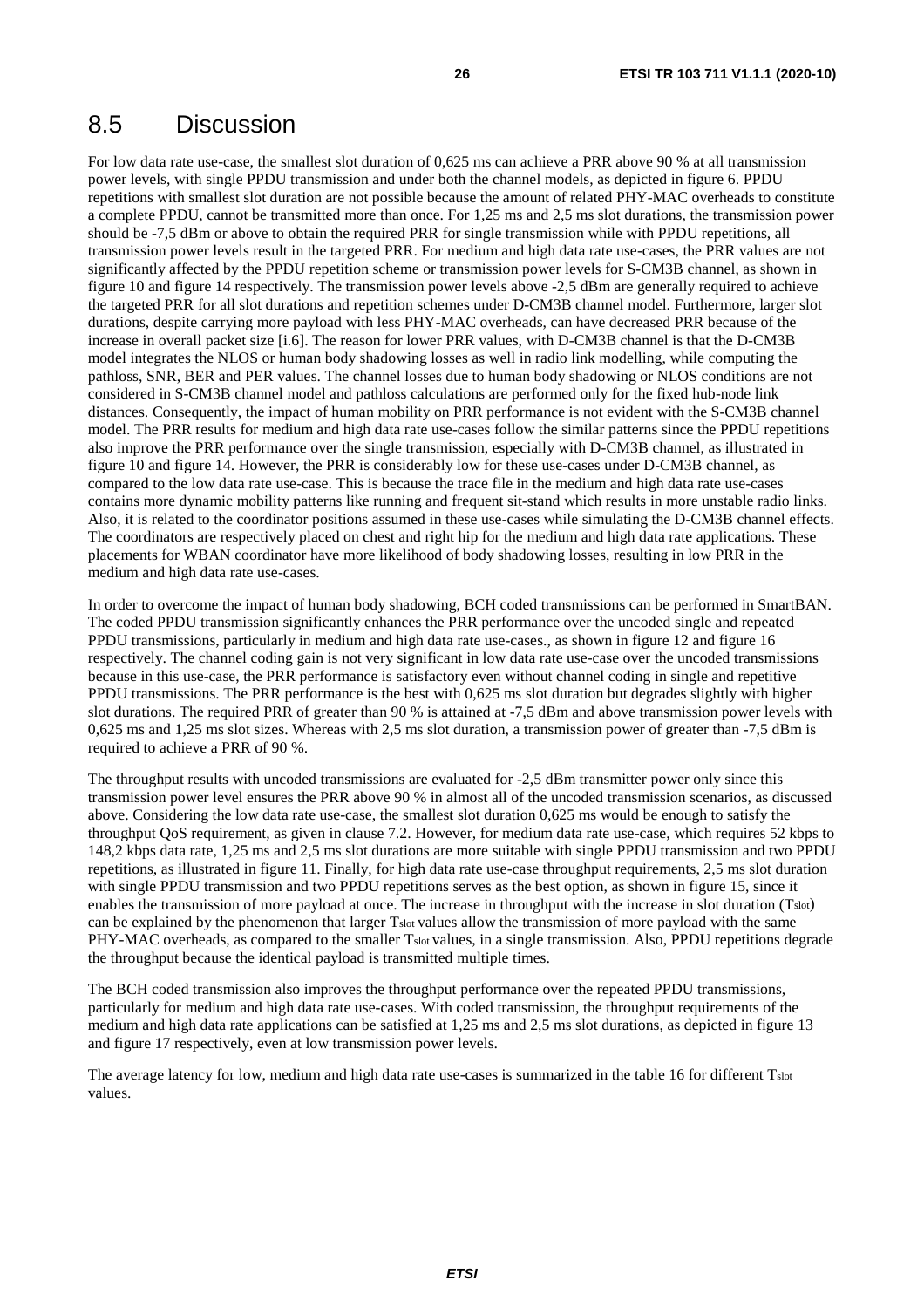## 8.5 Discussion

For low data rate use-case, the smallest slot duration of 0,625 ms can achieve a PRR above 90 % at all transmission power levels, with single PPDU transmission and under both the channel models, as depicted in figure 6. PPDU repetitions with smallest slot duration are not possible because the amount of related PHY-MAC overheads to constitute a complete PPDU, cannot be transmitted more than once. For 1,25 ms and 2,5 ms slot durations, the transmission power should be -7,5 dBm or above to obtain the required PRR for single transmission while with PPDU repetitions, all transmission power levels result in the targeted PRR. For medium and high data rate use-cases, the PRR values are not significantly affected by the PPDU repetition scheme or transmission power levels for S-CM3B channel, as shown in figure 10 and figure 14 respectively. The transmission power levels above -2,5 dBm are generally required to achieve the targeted PRR for all slot durations and repetition schemes under D-CM3B channel model. Furthermore, larger slot durations, despite carrying more payload with less PHY-MAC overheads, can have decreased PRR because of the increase in overall packet size [i.6]. The reason for lower PRR values, with D-CM3B channel is that the D-CM3B model integrates the NLOS or human body shadowing losses as well in radio link modelling, while computing the pathloss, SNR, BER and PER values. The channel losses due to human body shadowing or NLOS conditions are not considered in S-CM3B channel model and pathloss calculations are performed only for the fixed hub-node link distances. Consequently, the impact of human mobility on PRR performance is not evident with the S-CM3B channel model. The PRR results for medium and high data rate use-cases follow the similar patterns since the PPDU repetitions also improve the PRR performance over the single transmission, especially with D-CM3B channel, as illustrated in figure 10 and figure 14. However, the PRR is considerably low for these use-cases under D-CM3B channel, as compared to the low data rate use-case. This is because the trace file in the medium and high data rate use-cases contains more dynamic mobility patterns like running and frequent sit-stand which results in more unstable radio links. Also, it is related to the coordinator positions assumed in these use-cases while simulating the D-CM3B channel effects. The coordinators are respectively placed on chest and right hip for the medium and high data rate applications. These placements for WBAN coordinator have more likelihood of body shadowing losses, resulting in low PRR in the medium and high data rate use-cases.

In order to overcome the impact of human body shadowing, BCH coded transmissions can be performed in SmartBAN. The coded PPDU transmission significantly enhances the PRR performance over the uncoded single and repeated PPDU transmissions, particularly in medium and high data rate use-cases., as shown in figure 12 and figure 16 respectively. The channel coding gain is not very significant in low data rate use-case over the uncoded transmissions because in this use-case, the PRR performance is satisfactory even without channel coding in single and repetitive PPDU transmissions. The PRR performance is the best with 0,625 ms slot duration but degrades slightly with higher slot durations. The required PRR of greater than 90 % is attained at -7,5 dBm and above transmission power levels with 0,625 ms and 1,25 ms slot sizes. Whereas with 2,5 ms slot duration, a transmission power of greater than -7,5 dBm is required to achieve a PRR of 90 %.

The throughput results with uncoded transmissions are evaluated for -2,5 dBm transmitter power only since this transmission power level ensures the PRR above 90 % in almost all of the uncoded transmission scenarios, as discussed above. Considering the low data rate use-case, the smallest slot duration 0,625 ms would be enough to satisfy the throughput QoS requirement, as given in clause 7.2. However, for medium data rate use-case, which requires 52 kbps to 148,2 kbps data rate, 1,25 ms and 2,5 ms slot durations are more suitable with single PPDU transmission and two PPDU repetitions, as illustrated in figure 11. Finally, for high data rate use-case throughput requirements, 2,5 ms slot duration with single PPDU transmission and two PPDU repetitions serves as the best option, as shown in figure 15, since it enables the transmission of more payload at once. The increase in throughput with the increase in slot duration ($T_{slot}$) can be explained by the phenomenon that larger $T_{slot}$ values allow the transmission of more payload with the same PHY-MAC overheads, as compared to the smaller $T_{slot}$ values, in a single transmission. Also, PPDU repetitions degrade the throughput because the identical payload is transmitted multiple times.

The BCH coded transmission also improves the throughput performance over the repeated PPDU transmissions, particularly for medium and high data rate use-cases. With coded transmission, the throughput requirements of the medium and high data rate applications can be satisfied at 1,25 ms and 2,5 ms slot durations, as depicted in figure 13 and figure 17 respectively, even at low transmission power levels.

The average latency for low, medium and high data rate use-cases is summarized in the table 16 for different $T_{slot}$ values.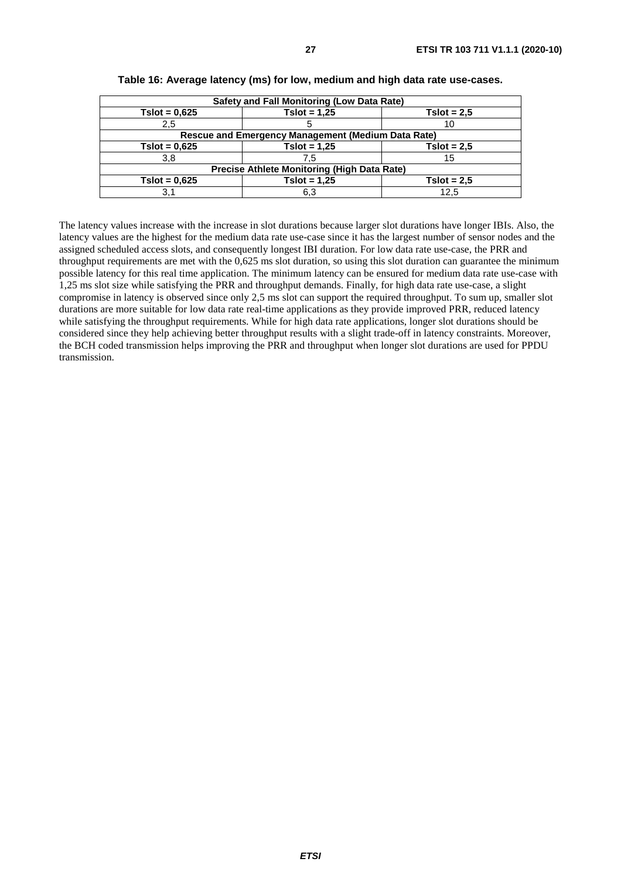**Table 16: Average latency (ms) for low, medium and high data rate use-cases.**

| Safety and Fall Monitoring (Low Data Rate) | | |
|---|---|---|
| **Tslot = 0,625** | **Tslot = 1,25** | **Tslot = 2,5** |
| 2,5 | 5 | 10 |
| **Rescue and Emergency Management (Medium Data Rate)** | | |
| **Tslot = 0,625** | **Tslot = 1,25** | **Tslot = 2,5** |
| 3,8 | 7,5 | 15 |
| **Precise Athlete Monitoring (High Data Rate)** | | |
| **Tslot = 0,625** | **Tslot = 1,25** | **Tslot = 2,5** |
| 3,1 | 6,3 | 12,5 |

The latency values increase with the increase in slot durations because larger slot durations have longer IBIs. Also, the latency values are the highest for the medium data rate use-case since it has the largest number of sensor nodes and the assigned scheduled access slots, and consequently longest IBI duration. For low data rate use-case, the PRR and throughput requirements are met with the 0,625 ms slot duration, so using this slot duration can guarantee the minimum possible latency for this real time application. The minimum latency can be ensured for medium data rate use-case with 1,25 ms slot size while satisfying the PRR and throughput demands. Finally, for high data rate use-case, a slight compromise in latency is observed since only 2,5 ms slot can support the required throughput. To sum up, smaller slot durations are more suitable for low data rate real-time applications as they provide improved PRR, reduced latency while satisfying the throughput requirements. While for high data rate applications, longer slot durations should be considered since they help achieving better throughput results with a slight trade-off in latency constraints. Moreover, the BCH coded transmission helps improving the PRR and throughput when longer slot durations are used for PPDU transmission.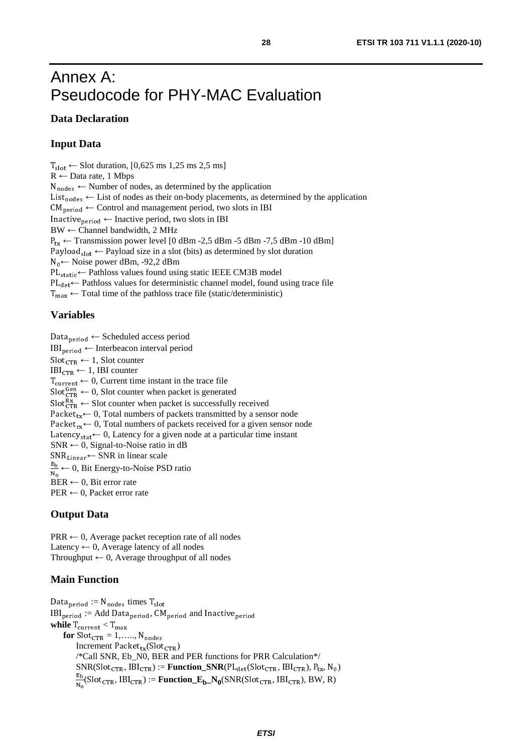# Annex A: Pseudocode for PHY-MAC Evaluation

### Data Declaration

### Input Data

$T_{slot}$ ← Slot duration, [0,625 ms 1,25 ms 2,5 ms]
R ← Data rate, 1 Mbps
$N_{nodes}$ ← Number of nodes, as determined by the application
$List_{nodes}$ ← List of nodes as their on-body placements, as determined by the application
$CM_{period}$ ← Control and management period, two slots in IBI
$Inactive_{period}$ ← Inactive period, two slots in IBI
BW ← Channel bandwidth, 2 MHz
$P_{tx}$ ← Transmission power level [0 dBm -2,5 dBm -5 dBm -7,5 dBm -10 dBm]
$Payload_{slot}$ ← Payload size in a slot (bits) as determined by slot duration
$N_0$← Noise power dBm, -92,2 dBm
$PL_{static}$← Pathloss values found using static IEEE CM3B model
$PL_{det}$← Pathloss values for deterministic channel model, found using trace file
$T_{max}$ ← Total time of the pathloss trace file (static/deterministic)

### Variables

$Data_{period}$ ← Scheduled access period
$IBI_{period}$ ← Interbeacon interval period
$Slot_{CTR}$ ← 1, Slot counter
$IBI_{CTR}$ ← 1, IBI counter
$T_{current}$ ← 0, Current time instant in the trace file
$Slot_{CTR}^{Gen}$ ← 0, Slot counter when packet is generated
$Slot_{CTR}^{Rx}$ ← Slot counter when packet is successfully received
$Packet_{tx}$← 0, Total numbers of packets transmitted by a sensor node
$Packet_{rx}$← 0, Total numbers of packets received for a given sensor node
$Latency_{stat}$← 0, Latency for a given node at a particular time instant
SNR ← 0, Signal-to-Noise ratio in dB
$SNR_{Linear}$← SNR in linear scale
$\frac{E_b}{N_0}$ ← 0, Bit Energy-to-Noise PSD ratio
BER ← 0, Bit error rate
PER ← 0, Packet error rate

### Output Data

PRR ← 0, Average packet reception rate of all nodes
Latency ← 0, Average latency of all nodes
Throughput ← 0, Average throughput of all nodes

### Main Function

$Data_{period}$ := $N_{nodes}$ times $T_{slot}$
$IBI_{period}$ := Add $Data_{period}$, $CM_{period}$ and $Inactive_{period}$
**while** $T_{current} < T_{max}$
  **for** $Slot_{CTR} = 1,\ldots.., N_{nodes}$
    Increment $Packet_{tx}(Slot_{CTR})$
    /*Call SNR, Eb_N0, BER and PER functions for PRR Calculation*/
    $SNR(Slot_{CTR}, IBI_{CTR})$ := **Function_SNR**($PL_{det}(Slot_{CTR}, IBI_{CTR})$, $P_{tx}$, $N_0$)
    $\frac{E_b}{N_0}(Slot_{CTR}, IBI_{CTR})$ := **Function_$E_b$_$N_0$**($SNR(Slot_{CTR}, IBI_{CTR})$, BW, R)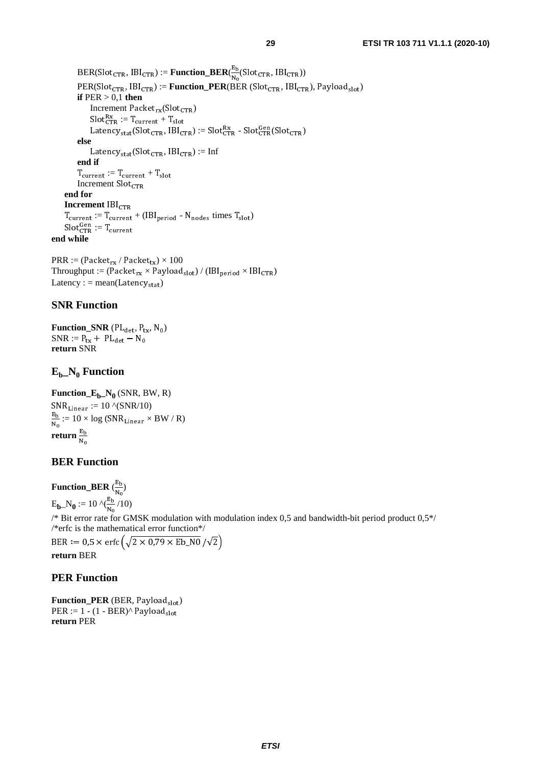$\text{BER}(\text{Slot}_{\text{CTR}}, \text{IBI}_{\text{CTR}})$ := **Function_BER**($\frac{E_b}{N_0}(\text{Slot}_{\text{CTR}}, \text{IBI}_{\text{CTR}})$)
$\text{PER}(\text{Slot}_{\text{CTR}}, \text{IBI}_{\text{CTR}})$ := **Function_PER**($\text{BER}(\text{Slot}_{\text{CTR}}, \text{IBI}_{\text{CTR}}), \text{Payload}_{\text{slot}}$)
**if** PER > 0,1 **then**
Increment $\text{Packet}_{\text{rx}}(\text{Slot}_{\text{CTR}})$
$\text{Slot}_{\text{CTR}}^{\text{Rx}} := \text{T}_{\text{current}} + \text{T}_{\text{slot}}$
$\text{Latency}_{\text{stat}}(\text{Slot}_{\text{CTR}}, \text{IBI}_{\text{CTR}}) := \text{Slot}_{\text{CTR}}^{\text{Rx}} - \text{Slot}_{\text{CTR}}^{\text{Gen}}(\text{Slot}_{\text{CTR}})$
**else**
$\text{Latency}_{\text{stat}}(\text{Slot}_{\text{CTR}}, \text{IBI}_{\text{CTR}}) := \text{Inf}$
**end if**
$\text{T}_{\text{current}} := \text{T}_{\text{current}} + \text{T}_{\text{slot}}$
Increment $\text{Slot}_{\text{CTR}}$
**end for**
**Increment** $\text{IBI}_{\text{CTR}}$
$\text{T}_{\text{current}} := \text{T}_{\text{current}} + (\text{IBI}_{\text{period}} - \text{N}_{\text{nodes}} \text{ times } \text{T}_{\text{slot}})$
$\text{Slot}_{\text{CTR}}^{\text{Gen}} := \text{T}_{\text{current}}$
**end while**

PRR := $(\text{Packet}_{\text{rx}} / \text{Packet}_{\text{tx}}) \times 100$
Throughput := $(\text{Packet}_{\text{rx}} \times \text{Payload}_{\text{slot}}) / (\text{IBI}_{\text{period}} \times \text{IBI}_{\text{CTR}})$
Latency : = $\text{mean}(\text{Latency}_{\text{stat}})$

## SNR Function

**Function_SNR** ($\text{PL}_{\text{det}}, \text{P}_{\text{tx}}, \text{N}_0$)
SNR := $\text{P}_{\text{tx}} + \text{PL}_{\text{det}} - \text{N}_0$
**return** SNR

## $E_b$_$N_0$ Function

**Function_$E_b$_$N_0$** (SNR, BW, R)
$\text{SNR}_{\text{Linear}}$ := 10 ^(SNR/10)
$\frac{E_b}{N_0} := 10 \times \log(\text{SNR}_{\text{Linear}} \times \text{BW} / \text{R})$
**return** $\frac{E_b}{N_0}$

## BER Function

**Function_BER** ($\frac{E_b}{N_0}$)
$E_b$_$N_0$ := 10 ^($\frac{E_b}{N_0}$ /10)
/* Bit error rate for GMSK modulation with modulation index 0,5 and bandwidth-bit period product 0,5*/
/*erfc is the mathematical error function*/
$\text{BER} := 0{,}5 \times \text{erfc}\left(\sqrt{2 \times 0{,}79 \times \text{Eb\_N0}} / \sqrt{2}\right)$
**return** BER

## PER Function

**Function_PER** (BER, $\text{Payload}_{\text{slot}}$)
PER := 1 - (1 - BER)^ $\text{Payload}_{\text{slot}}$
**return** PER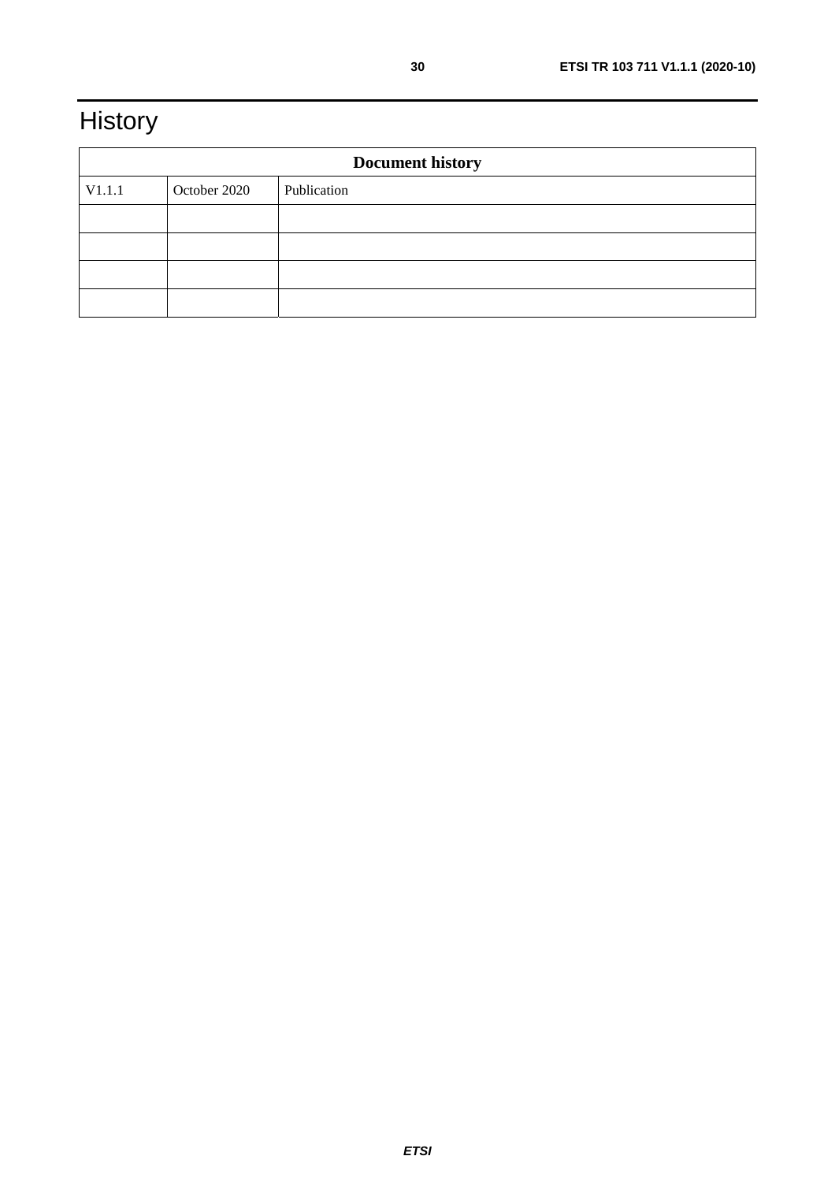# History

| Document history | | |
|---|---|---|
| V1.1.1 | October 2020 | Publication |
| | | |
| | | |
| | | |
| | | |